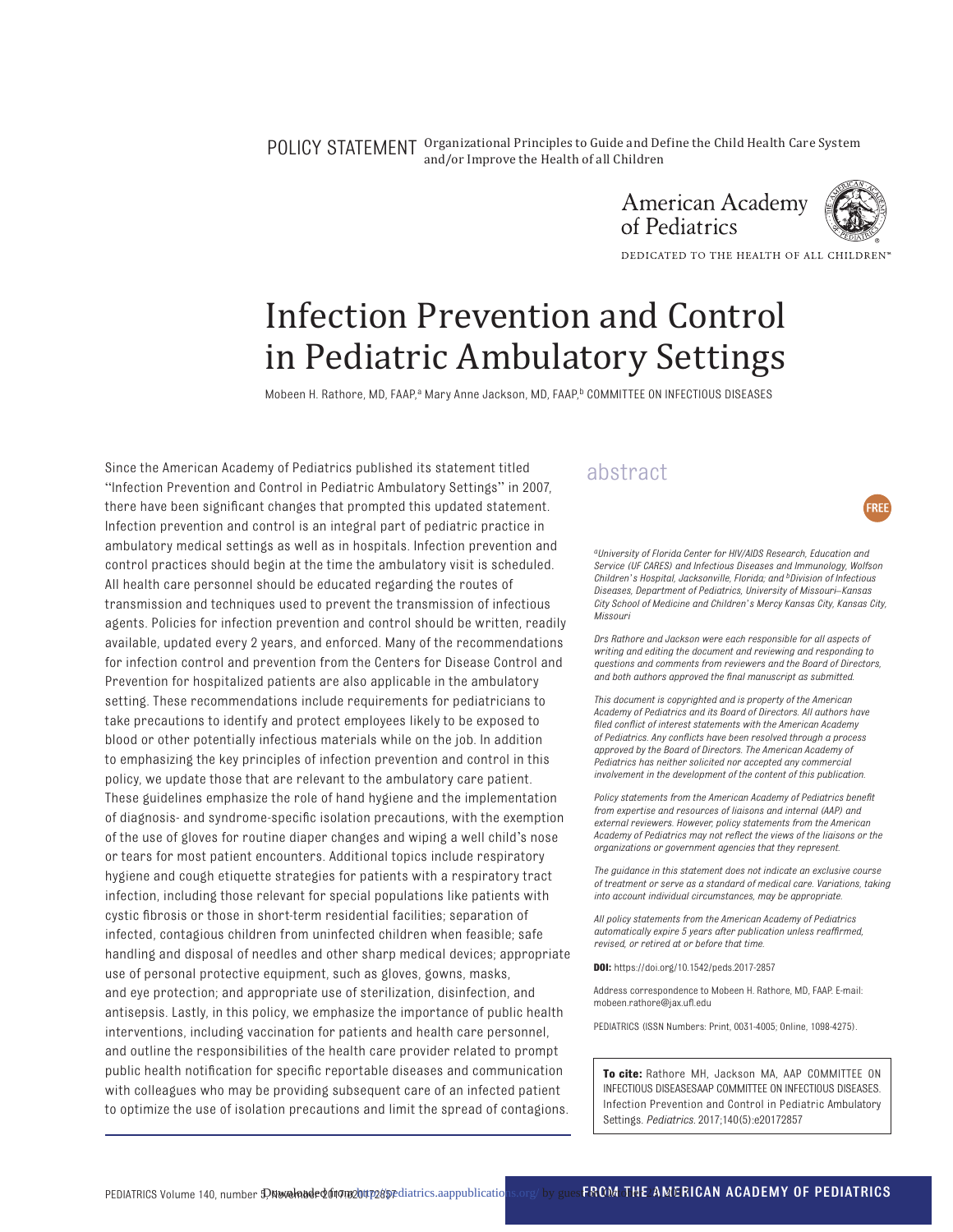POLICY STATEMENT Organizational Principles to Guide and Define the Child Health Care System and/or Improve the Health of all Children

American Academy of Pediatrics

DEDICATED TO THE HEALTH OF ALL CHILDREN™

# Infection Prevention and Control in Pediatric Ambulatory Settings

Mobeen H. Rathore, MD, FAAP,[a] Mary Anne Jackson, MD, FAAP,[b] COMMITTEE ON INFECTIOUS DISEASES

## abstract

Since the American Academy of Pediatrics published its statement titled "Infection Prevention and Control in Pediatric Ambulatory Settings" in 2007, there have been significant changes that prompted this updated statement. Infection prevention and control is an integral part of pediatric practice in ambulatory medical settings as well as in hospitals. Infection prevention and control practices should begin at the time the ambulatory visit is scheduled. All health care personnel should be educated regarding the routes of transmission and techniques used to prevent the transmission of infectious agents. Policies for infection prevention and control should be written, readily available, updated every 2 years, and enforced. Many of the recommendations for infection control and prevention from the Centers for Disease Control and Prevention for hospitalized patients are also applicable in the ambulatory setting. These recommendations include requirements for pediatricians to take precautions to identify and protect employees likely to be exposed to blood or other potentially infectious materials while on the job. In addition to emphasizing the key principles of infection prevention and control in this policy, we update those that are relevant to the ambulatory care patient. These guidelines emphasize the role of hand hygiene and the implementation of diagnosis- and syndrome-specific isolation precautions, with the exemption of the use of gloves for routine diaper changes and wiping a well child's nose or tears for most patient encounters. Additional topics include respiratory hygiene and cough etiquette strategies for patients with a respiratory tract infection, including those relevant for special populations like patients with cystic fibrosis or those in short-term residential facilities; separation of infected, contagious children from uninfected children when feasible; safe handling and disposal of needles and other sharp medical devices; appropriate use of personal protective equipment, such as gloves, gowns, masks, and eye protection; and appropriate use of sterilization, disinfection, and antisepsis. Lastly, in this policy, we emphasize the importance of public health interventions, including vaccination for patients and health care personnel, and outline the responsibilities of the health care provider related to prompt public health notification for specific reportable diseases and communication with colleagues who may be providing subsequent care of an infected patient to optimize the use of isolation precautions and limit the spread of contagions.

FREE

*[a]University of Florida Center for HIV/AIDS Research, Education and Service (UF CARES) and Infectious Diseases and Immunology, Wolfson Children's Hospital, Jacksonville, Florida; and [b]Division of Infectious Diseases, Department of Pediatrics, University of Missouri–Kansas City School of Medicine and Children's Mercy Kansas City, Kansas City, Missouri*

*Drs Rathore and Jackson were each responsible for all aspects of writing and editing the document and reviewing and responding to questions and comments from reviewers and the Board of Directors, and both authors approved the final manuscript as submitted.*

*This document is copyrighted and is property of the American Academy of Pediatrics and its Board of Directors. All authors have filed conflict of interest statements with the American Academy of Pediatrics. Any conflicts have been resolved through a process approved by the Board of Directors. The American Academy of Pediatrics has neither solicited nor accepted any commercial involvement in the development of the content of this publication.*

*Policy statements from the American Academy of Pediatrics benefit from expertise and resources of liaisons and internal (AAP) and external reviewers. However, policy statements from the American Academy of Pediatrics may not reflect the views of the liaisons or the organizations or government agencies that they represent.*

*The guidance in this statement does not indicate an exclusive course of treatment or serve as a standard of medical care. Variations, taking into account individual circumstances, may be appropriate.*

*All policy statements from the American Academy of Pediatrics automatically expire 5 years after publication unless reaffirmed, revised, or retired at or before that time.*

**DOI:** https://doi.org/10.1542/peds.2017-2857

Address correspondence to Mobeen H. Rathore, MD, FAAP. E-mail: mobeen.rathore@jax.ufl.edu

PEDIATRICS (ISSN Numbers: Print, 0031-4005; Online, 1098-4275).

**To cite:** Rathore MH, Jackson MA, AAP COMMITTEE ON INFECTIOUS DISEASESAAP COMMITTEE ON INFECTIOUS DISEASES. Infection Prevention and Control in Pediatric Ambulatory Settings. *Pediatrics.* 2017;140(5):e20172857

FROM THE AMERICAN ACADEMY OF PEDIATRICS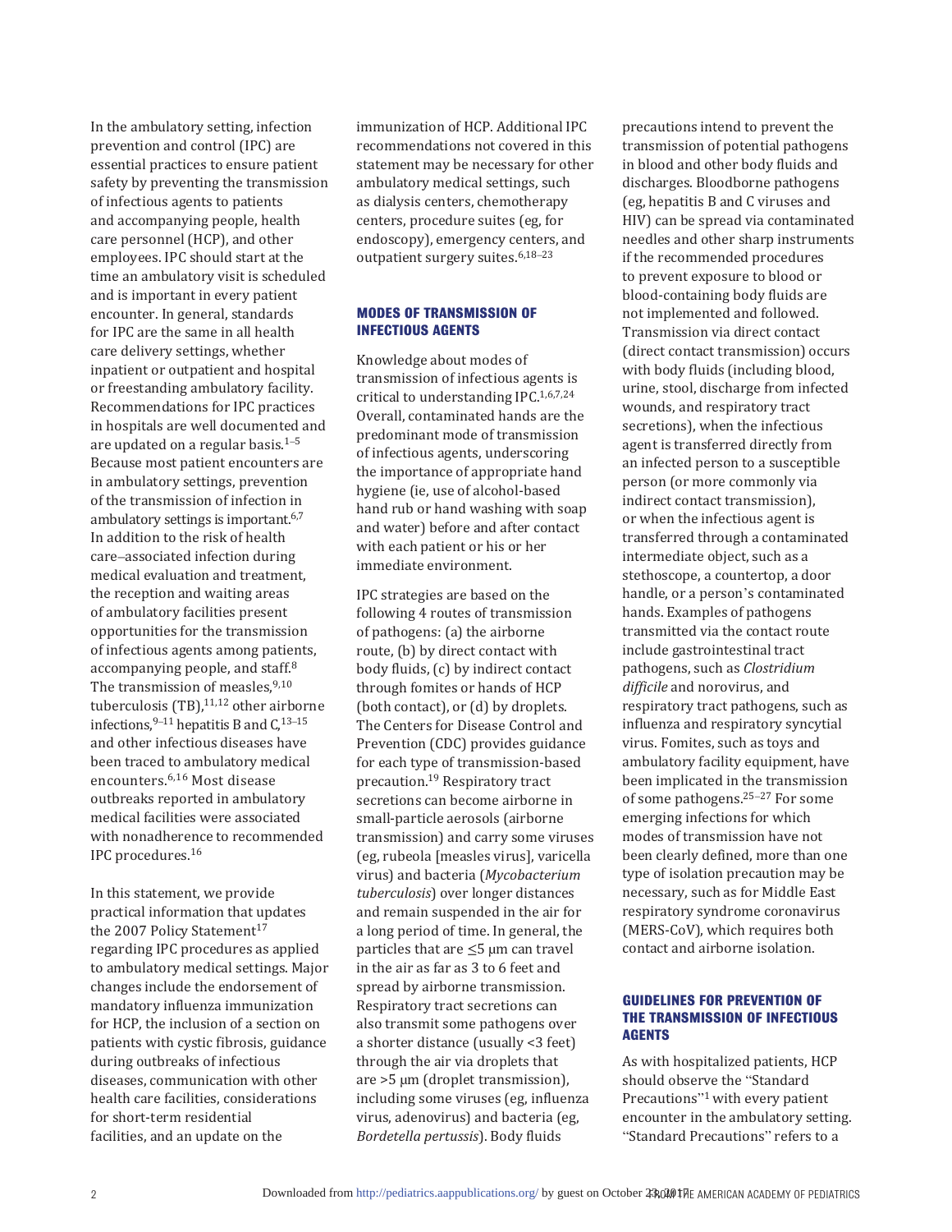In the ambulatory setting, infection prevention and control (IPC) are essential practices to ensure patient safety by preventing the transmission of infectious agents to patients and accompanying people, health care personnel (HCP), and other employees. IPC should start at the time an ambulatory visit is scheduled and is important in every patient encounter. In general, standards for IPC are the same in all health care delivery settings, whether inpatient or outpatient and hospital or freestanding ambulatory facility. Recommendations for IPC practices in hospitals are well documented and are updated on a regular basis.[1–5] Because most patient encounters are in ambulatory settings, prevention of the transmission of infection in ambulatory settings is important.[6,7] In addition to the risk of health care–associated infection during medical evaluation and treatment, the reception and waiting areas of ambulatory facilities present opportunities for the transmission of infectious agents among patients, accompanying people, and staff.[8] The transmission of measles,[9,10] tuberculosis (TB),[11,12] other airborne infections,[9–11] hepatitis B and C,[13–15] and other infectious diseases have been traced to ambulatory medical encounters.[6,16] Most disease outbreaks reported in ambulatory medical facilities were associated with nonadherence to recommended IPC procedures.[16]

In this statement, we provide practical information that updates the 2007 Policy Statement[17] regarding IPC procedures as applied to ambulatory medical settings. Major changes include the endorsement of mandatory influenza immunization for HCP, the inclusion of a section on patients with cystic fibrosis, guidance during outbreaks of infectious diseases, communication with other health care facilities, considerations for short-term residential facilities, and an update on the immunization of HCP. Additional IPC recommendations not covered in this statement may be necessary for other ambulatory medical settings, such as dialysis centers, chemotherapy centers, procedure suites (eg, for endoscopy), emergency centers, and outpatient surgery suites.[6,18–23]

## MODES OF TRANSMISSION OF INFECTIOUS AGENTS

Knowledge about modes of transmission of infectious agents is critical to understanding IPC.[1,6,7,24] Overall, contaminated hands are the predominant mode of transmission of infectious agents, underscoring the importance of appropriate hand hygiene (ie, use of alcohol-based hand rub or hand washing with soap and water) before and after contact with each patient or his or her immediate environment.

IPC strategies are based on the following 4 routes of transmission of pathogens: (a) the airborne route, (b) by direct contact with body fluids, (c) by indirect contact through fomites or hands of HCP (both contact), or (d) by droplets. The Centers for Disease Control and Prevention (CDC) provides guidance for each type of transmission-based precaution.[19] Respiratory tract secretions can become airborne in small-particle aerosols (airborne transmission) and carry some viruses (eg, rubeola [measles virus], varicella virus) and bacteria (*Mycobacterium tuberculosis*) over longer distances and remain suspended in the air for a long period of time. In general, the particles that are ≤5 μm can travel in the air as far as 3 to 6 feet and spread by airborne transmission. Respiratory tract secretions can also transmit some pathogens over a shorter distance (usually <3 feet) through the air via droplets that are >5 μm (droplet transmission), including some viruses (eg, influenza virus, adenovirus) and bacteria (eg, *Bordetella pertussis*). Body fluids precautions intend to prevent the transmission of potential pathogens in blood and other body fluids and discharges. Bloodborne pathogens (eg, hepatitis B and C viruses and HIV) can be spread via contaminated needles and other sharp instruments if the recommended procedures to prevent exposure to blood or blood-containing body fluids are not implemented and followed. Transmission via direct contact (direct contact transmission) occurs with body fluids (including blood, urine, stool, discharge from infected wounds, and respiratory tract secretions), when the infectious agent is transferred directly from an infected person to a susceptible person (or more commonly via indirect contact transmission), or when the infectious agent is transferred through a contaminated intermediate object, such as a stethoscope, a countertop, a door handle, or a person's contaminated hands. Examples of pathogens transmitted via the contact route include gastrointestinal tract pathogens, such as *Clostridium difficile* and norovirus, and respiratory tract pathogens, such as influenza and respiratory syncytial virus. Fomites, such as toys and ambulatory facility equipment, have been implicated in the transmission of some pathogens.[25–27] For some emerging infections for which modes of transmission have not been clearly defined, more than one type of isolation precaution may be necessary, such as for Middle East respiratory syndrome coronavirus (MERS-CoV), which requires both contact and airborne isolation.

## GUIDELINES FOR PREVENTION OF THE TRANSMISSION OF INFECTIOUS AGENTS

As with hospitalized patients, HCP should observe the "Standard Precautions"[1] with every patient encounter in the ambulatory setting. "Standard Precautions" refers to a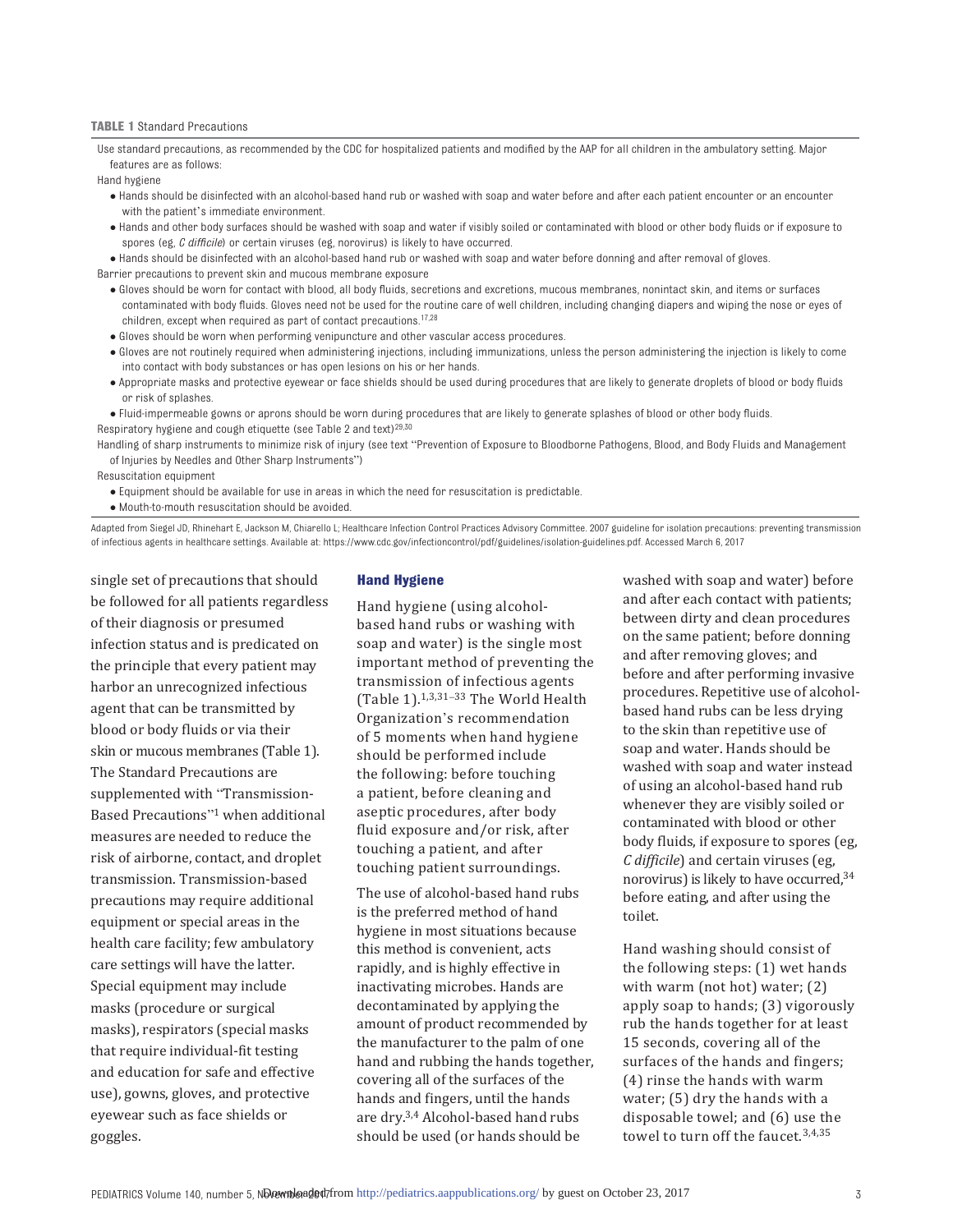**TABLE 1** Standard Precautions

Use standard precautions, as recommended by the CDC for hospitalized patients and modified by the AAP for all children in the ambulatory setting. Major features are as follows:

Hand hygiene

- Hands should be disinfected with an alcohol-based hand rub or washed with soap and water before and after each patient encounter or an encounter with the patient's immediate environment.
- Hands and other body surfaces should be washed with soap and water if visibly soiled or contaminated with blood or other body fluids or if exposure to spores (eg, *C difficile*) or certain viruses (eg, norovirus) is likely to have occurred.
- Hands should be disinfected with an alcohol-based hand rub or washed with soap and water before donning and after removal of gloves.

Barrier precautions to prevent skin and mucous membrane exposure

- Gloves should be worn for contact with blood, all body fluids, secretions and excretions, mucous membranes, nonintact skin, and items or surfaces contaminated with body fluids. Gloves need not be used for the routine care of well children, including changing diapers and wiping the nose or eyes of children, except when required as part of contact precautions.[17,28]
- Gloves should be worn when performing venipuncture and other vascular access procedures.
- Gloves are not routinely required when administering injections, including immunizations, unless the person administering the injection is likely to come into contact with body substances or has open lesions on his or her hands.
- Appropriate masks and protective eyewear or face shields should be used during procedures that are likely to generate droplets of blood or body fluids or risk of splashes.
- Fluid-impermeable gowns or aprons should be worn during procedures that are likely to generate splashes of blood or other body fluids.

Respiratory hygiene and cough etiquette (see Table 2 and text)[29,30]

Handling of sharp instruments to minimize risk of injury (see text "Prevention of Exposure to Bloodborne Pathogens, Blood, and Body Fluids and Management of Injuries by Needles and Other Sharp Instruments")

Resuscitation equipment

- Equipment should be available for use in areas in which the need for resuscitation is predictable.
- Mouth-to-mouth resuscitation should be avoided.

Adapted from Siegel JD, Rhinehart E, Jackson M, Chiarello L; Healthcare Infection Control Practices Advisory Committee. 2007 guideline for isolation precautions: preventing transmission of infectious agents in healthcare settings. Available at: https://www.cdc.gov/infectioncontrol/pdf/guidelines/isolation-guidelines.pdf. Accessed March 6, 2017

single set of precautions that should be followed for all patients regardless of their diagnosis or presumed infection status and is predicated on the principle that every patient may harbor an unrecognized infectious agent that can be transmitted by blood or body fluids or via their skin or mucous membranes (Table 1). The Standard Precautions are supplemented with "Transmission-Based Precautions"[1] when additional measures are needed to reduce the risk of airborne, contact, and droplet transmission. Transmission-based precautions may require additional equipment or special areas in the health care facility; few ambulatory care settings will have the latter. Special equipment may include masks (procedure or surgical masks), respirators (special masks that require individual-fit testing and education for safe and effective use), gowns, gloves, and protective eyewear such as face shields or goggles.

## Hand Hygiene

Hand hygiene (using alcohol-based hand rubs or washing with soap and water) is the single most important method of preventing the transmission of infectious agents (Table 1).[1,3,31–33] The World Health Organization's recommendation of 5 moments when hand hygiene should be performed include the following: before touching a patient, before cleaning and aseptic procedures, after body fluid exposure and/or risk, after touching a patient, and after touching patient surroundings.

The use of alcohol-based hand rubs is the preferred method of hand hygiene in most situations because this method is convenient, acts rapidly, and is highly effective in inactivating microbes. Hands are decontaminated by applying the amount of product recommended by the manufacturer to the palm of one hand and rubbing the hands together, covering all of the surfaces of the hands and fingers, until the hands are dry.[3,4] Alcohol-based hand rubs should be used (or hands should be washed with soap and water) before and after each contact with patients; between dirty and clean procedures on the same patient; before donning and after removing gloves; and before and after performing invasive procedures. Repetitive use of alcohol-based hand rubs can be less drying to the skin than repetitive use of soap and water. Hands should be washed with soap and water instead of using an alcohol-based hand rub whenever they are visibly soiled or contaminated with blood or other body fluids, if exposure to spores (eg, *C difficile*) and certain viruses (eg, norovirus) is likely to have occurred,[34] before eating, and after using the toilet.

Hand washing should consist of the following steps: (1) wet hands with warm (not hot) water; (2) apply soap to hands; (3) vigorously rub the hands together for at least 15 seconds, covering all of the surfaces of the hands and fingers; (4) rinse the hands with warm water; (5) dry the hands with a disposable towel; and (6) use the towel to turn off the faucet.[3,4,35]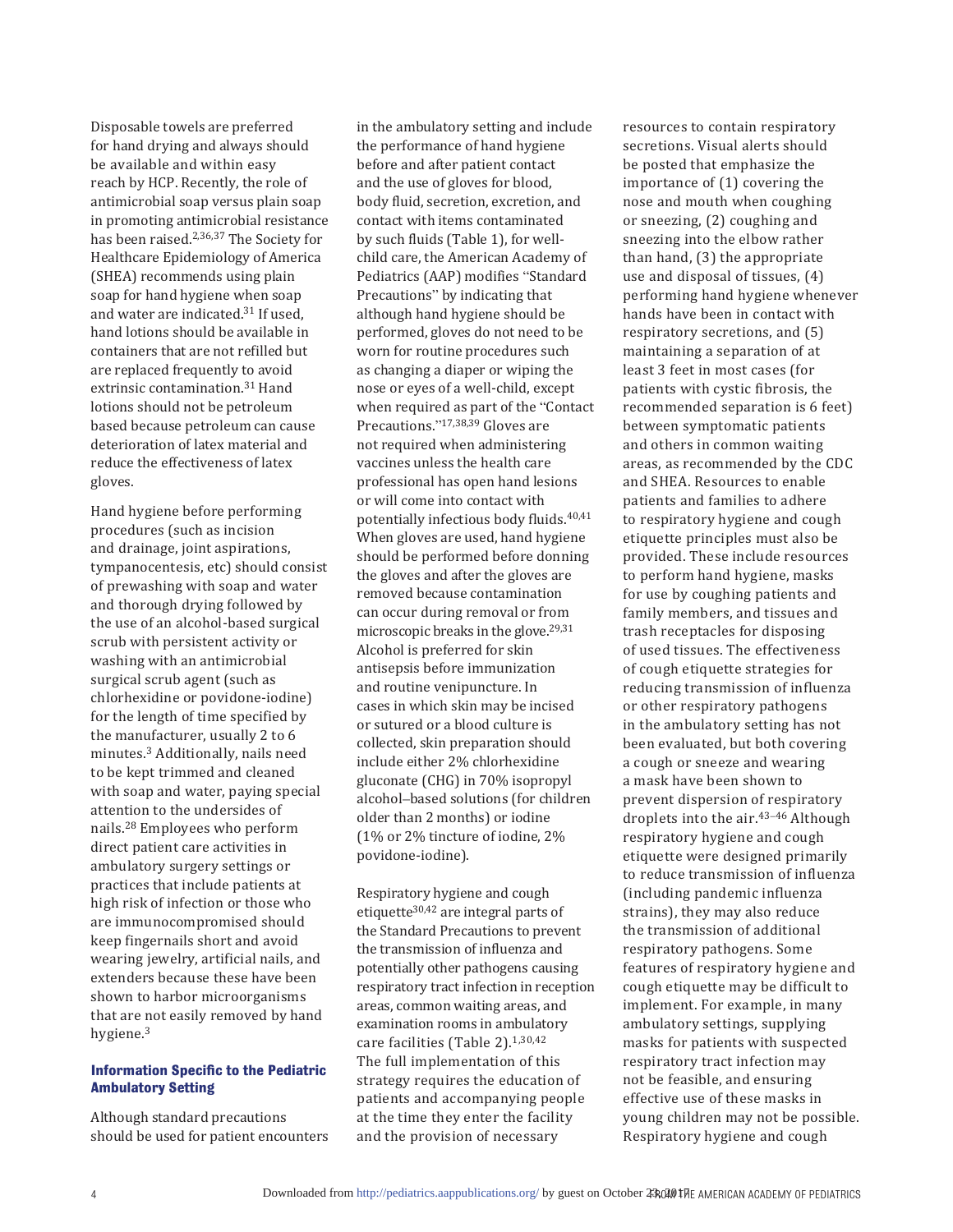Disposable towels are preferred for hand drying and always should be available and within easy reach by HCP. Recently, the role of antimicrobial soap versus plain soap in promoting antimicrobial resistance has been raised.[2,36,37] The Society for Healthcare Epidemiology of America (SHEA) recommends using plain soap for hand hygiene when soap and water are indicated.[31] If used, hand lotions should be available in containers that are not refilled but are replaced frequently to avoid extrinsic contamination.[31] Hand lotions should not be petroleum based because petroleum can cause deterioration of latex material and reduce the effectiveness of latex gloves.

Hand hygiene before performing procedures (such as incision and drainage, joint aspirations, tympanocentesis, etc) should consist of prewashing with soap and water and thorough drying followed by the use of an alcohol-based surgical scrub with persistent activity or washing with an antimicrobial surgical scrub agent (such as chlorhexidine or povidone-iodine) for the length of time specified by the manufacturer, usually 2 to 6 minutes.[3] Additionally, nails need to be kept trimmed and cleaned with soap and water, paying special attention to the undersides of nails.[28] Employees who perform direct patient care activities in ambulatory surgery settings or practices that include patients at high risk of infection or those who are immunocompromised should keep fingernails short and avoid wearing jewelry, artificial nails, and extenders because these have been shown to harbor microorganisms that are not easily removed by hand hygiene.[3]

### Information Specific to the Pediatric Ambulatory Setting

Although standard precautions should be used for patient encounters in the ambulatory setting and include the performance of hand hygiene before and after patient contact and the use of gloves for blood, body fluid, secretion, excretion, and contact with items contaminated by such fluids (Table 1), for well-child care, the American Academy of Pediatrics (AAP) modifies "Standard Precautions" by indicating that although hand hygiene should be performed, gloves do not need to be worn for routine procedures such as changing a diaper or wiping the nose or eyes of a well-child, except when required as part of the "Contact Precautions."[17,38,39] Gloves are not required when administering vaccines unless the health care professional has open hand lesions or will come into contact with potentially infectious body fluids.[40,41] When gloves are used, hand hygiene should be performed before donning the gloves and after the gloves are removed because contamination can occur during removal or from microscopic breaks in the glove.[29,31] Alcohol is preferred for skin antisepsis before immunization and routine venipuncture. In cases in which skin may be incised or sutured or a blood culture is collected, skin preparation should include either 2% chlorhexidine gluconate (CHG) in 70% isopropyl alcohol–based solutions (for children older than 2 months) or iodine (1% or 2% tincture of iodine, 2% povidone-iodine).

Respiratory hygiene and cough etiquette[30,42] are integral parts of the Standard Precautions to prevent the transmission of influenza and potentially other pathogens causing respiratory tract infection in reception areas, common waiting areas, and examination rooms in ambulatory care facilities (Table 2).[1,30,42] The full implementation of this strategy requires the education of patients and accompanying people at the time they enter the facility and the provision of necessary resources to contain respiratory secretions. Visual alerts should be posted that emphasize the importance of (1) covering the nose and mouth when coughing or sneezing, (2) coughing and sneezing into the elbow rather than hand, (3) the appropriate use and disposal of tissues, (4) performing hand hygiene whenever hands have been in contact with respiratory secretions, and (5) maintaining a separation of at least 3 feet in most cases (for patients with cystic fibrosis, the recommended separation is 6 feet) between symptomatic patients and others in common waiting areas, as recommended by the CDC and SHEA. Resources to enable patients and families to adhere to respiratory hygiene and cough etiquette principles must also be provided. These include resources to perform hand hygiene, masks for use by coughing patients and family members, and tissues and trash receptacles for disposing of used tissues. The effectiveness of cough etiquette strategies for reducing transmission of influenza or other respiratory pathogens in the ambulatory setting has not been evaluated, but both covering a cough or sneeze and wearing a mask have been shown to prevent dispersion of respiratory droplets into the air.[43–46] Although respiratory hygiene and cough etiquette were designed primarily to reduce transmission of influenza (including pandemic influenza strains), they may also reduce the transmission of additional respiratory pathogens. Some features of respiratory hygiene and cough etiquette may be difficult to implement. For example, in many ambulatory settings, supplying masks for patients with suspected respiratory tract infection may not be feasible, and ensuring effective use of these masks in young children may not be possible. Respiratory hygiene and cough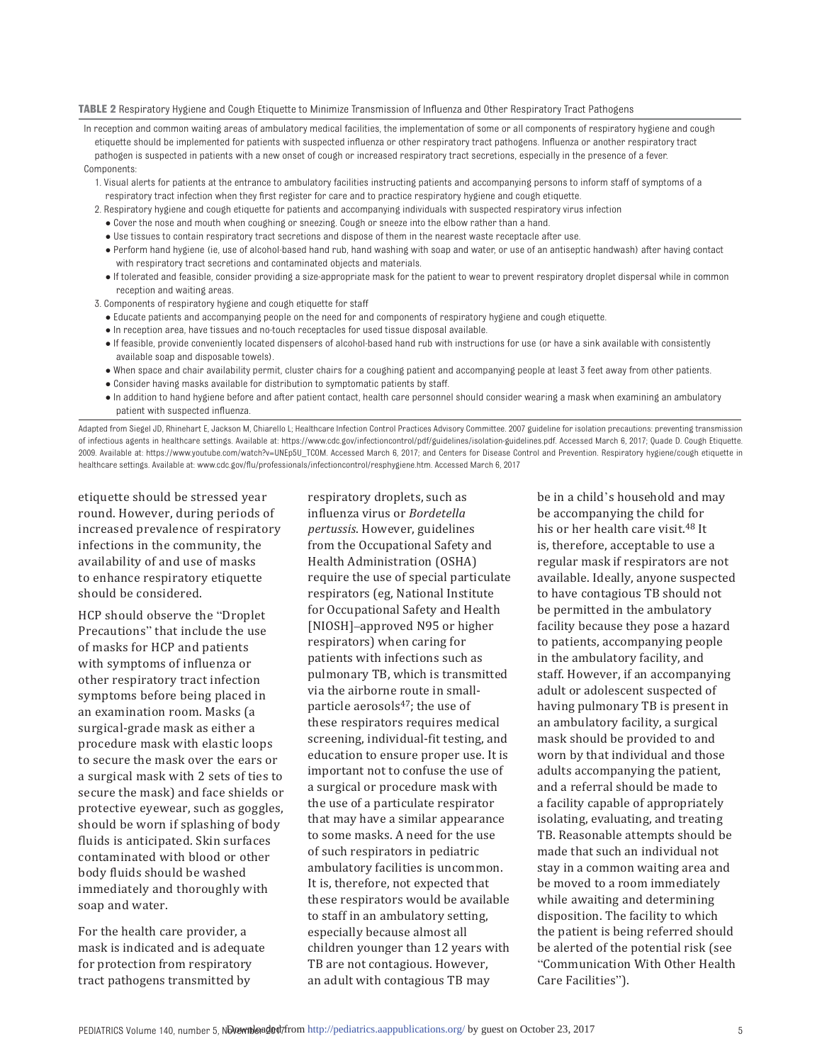**TABLE 2** Respiratory Hygiene and Cough Etiquette to Minimize Transmission of Influenza and Other Respiratory Tract Pathogens

In reception and common waiting areas of ambulatory medical facilities, the implementation of some or all components of respiratory hygiene and cough etiquette should be implemented for patients with suspected influenza or other respiratory tract pathogens. Influenza or another respiratory tract pathogen is suspected in patients with a new onset of cough or increased respiratory tract secretions, especially in the presence of a fever.

Components:

1. Visual alerts for patients at the entrance to ambulatory facilities instructing patients and accompanying persons to inform staff of symptoms of a respiratory tract infection when they first register for care and to practice respiratory hygiene and cough etiquette.
2. Respiratory hygiene and cough etiquette for patients and accompanying individuals with suspected respiratory virus infection
   - Cover the nose and mouth when coughing or sneezing. Cough or sneeze into the elbow rather than a hand.
   - Use tissues to contain respiratory tract secretions and dispose of them in the nearest waste receptacle after use.
   - Perform hand hygiene (ie, use of alcohol-based hand rub, hand washing with soap and water, or use of an antiseptic handwash) after having contact with respiratory tract secretions and contaminated objects and materials.
   - If tolerated and feasible, consider providing a size-appropriate mask for the patient to wear to prevent respiratory droplet dispersal while in common reception and waiting areas.
3. Components of respiratory hygiene and cough etiquette for staff
   - Educate patients and accompanying people on the need for and components of respiratory hygiene and cough etiquette.
   - In reception area, have tissues and no-touch receptacles for used tissue disposal available.
   - If feasible, provide conveniently located dispensers of alcohol-based hand rub with instructions for use (or have a sink available with consistently available soap and disposable towels).
   - When space and chair availability permit, cluster chairs for a coughing patient and accompanying people at least 3 feet away from other patients.
   - Consider having masks available for distribution to symptomatic patients by staff.
   - In addition to hand hygiene before and after patient contact, health care personnel should consider wearing a mask when examining an ambulatory patient with suspected influenza.

Adapted from Siegel JD, Rhinehart E, Jackson M, Chiarello L; Healthcare Infection Control Practices Advisory Committee. 2007 guideline for isolation precautions: preventing transmission of infectious agents in healthcare settings. Available at: https://www.cdc.gov/infectioncontrol/pdf/guidelines/isolation-guidelines.pdf. Accessed March 6, 2017; Quade D. Cough Etiquette. 2009. Available at: https://www.youtube.com/watch?v=UNEp5U_TCOM. Accessed March 6, 2017; and Centers for Disease Control and Prevention. Respiratory hygiene/cough etiquette in healthcare settings. Available at: www.cdc.gov/flu/professionals/infectioncontrol/resphygiene.htm. Accessed March 6, 2017

etiquette should be stressed year round. However, during periods of increased prevalence of respiratory infections in the community, the availability of and use of masks to enhance respiratory etiquette should be considered.

HCP should observe the "Droplet Precautions" that include the use of masks for HCP and patients with symptoms of influenza or other respiratory tract infection symptoms before being placed in an examination room. Masks (a surgical-grade mask as either a procedure mask with elastic loops to secure the mask over the ears or a surgical mask with 2 sets of ties to secure the mask) and face shields or protective eyewear, such as goggles, should be worn if splashing of body fluids is anticipated. Skin surfaces contaminated with blood or other body fluids should be washed immediately and thoroughly with soap and water.

For the health care provider, a mask is indicated and is adequate for protection from respiratory tract pathogens transmitted by respiratory droplets, such as influenza virus or *Bordetella pertussis*. However, guidelines from the Occupational Safety and Health Administration (OSHA) require the use of special particulate respirators (eg, National Institute for Occupational Safety and Health [NIOSH]–approved N95 or higher respirators) when caring for patients with infections such as pulmonary TB, which is transmitted via the airborne route in small-particle aerosols[47]; the use of these respirators requires medical screening, individual-fit testing, and education to ensure proper use. It is important not to confuse the use of a surgical or procedure mask with the use of a particulate respirator that may have a similar appearance to some masks. A need for the use of such respirators in pediatric ambulatory facilities is uncommon. It is, therefore, not expected that these respirators would be available to staff in an ambulatory setting, especially because almost all children younger than 12 years with TB are not contagious. However, an adult with contagious TB may be in a child's household and may be accompanying the child for his or her health care visit.[48] It is, therefore, acceptable to use a regular mask if respirators are not available. Ideally, anyone suspected to have contagious TB should not be permitted in the ambulatory facility because they pose a hazard to patients, accompanying people in the ambulatory facility, and staff. However, if an accompanying adult or adolescent suspected of having pulmonary TB is present in an ambulatory facility, a surgical mask should be provided to and worn by that individual and those adults accompanying the patient, and a referral should be made to a facility capable of appropriately isolating, evaluating, and treating TB. Reasonable attempts should be made that such an individual not stay in a common waiting area and be moved to a room immediately while awaiting and determining disposition. The facility to which the patient is being referred should be alerted of the potential risk (see "Communication With Other Health Care Facilities").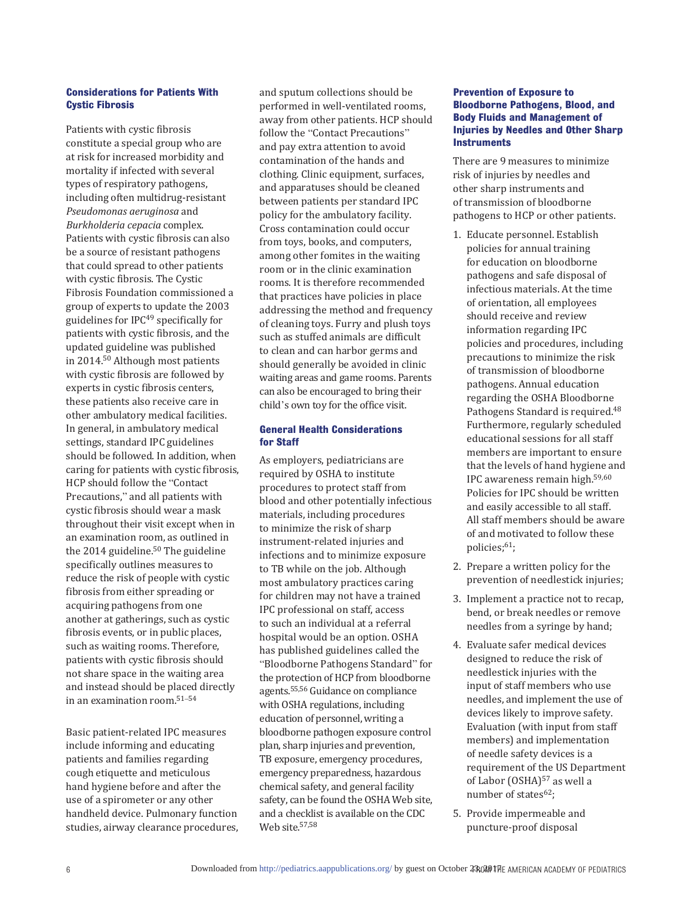### Considerations for Patients With Cystic Fibrosis

Patients with cystic fibrosis constitute a special group who are at risk for increased morbidity and mortality if infected with several types of respiratory pathogens, including often multidrug-resistant *Pseudomonas aeruginosa* and *Burkholderia cepacia* complex. Patients with cystic fibrosis can also be a source of resistant pathogens that could spread to other patients with cystic fibrosis. The Cystic Fibrosis Foundation commissioned a group of experts to update the 2003 guidelines for IPC[49] specifically for patients with cystic fibrosis, and the updated guideline was published in 2014.[50] Although most patients with cystic fibrosis are followed by experts in cystic fibrosis centers, these patients also receive care in other ambulatory medical facilities. In general, in ambulatory medical settings, standard IPC guidelines should be followed. In addition, when caring for patients with cystic fibrosis, HCP should follow the "Contact Precautions," and all patients with cystic fibrosis should wear a mask throughout their visit except when in an examination room, as outlined in the 2014 guideline.[50] The guideline specifically outlines measures to reduce the risk of people with cystic fibrosis from either spreading or acquiring pathogens from one another at gatherings, such as cystic fibrosis events, or in public places, such as waiting rooms. Therefore, patients with cystic fibrosis should not share space in the waiting area and instead should be placed directly in an examination room.[51–54]

Basic patient-related IPC measures include informing and educating patients and families regarding cough etiquette and meticulous hand hygiene before and after the use of a spirometer or any other handheld device. Pulmonary function studies, airway clearance procedures, and sputum collections should be performed in well-ventilated rooms, away from other patients. HCP should follow the "Contact Precautions" and pay extra attention to avoid contamination of the hands and clothing. Clinic equipment, surfaces, and apparatuses should be cleaned between patients per standard IPC policy for the ambulatory facility. Cross contamination could occur from toys, books, and computers, among other fomites in the waiting room or in the clinic examination rooms. It is therefore recommended that practices have policies in place addressing the method and frequency of cleaning toys. Furry and plush toys such as stuffed animals are difficult to clean and can harbor germs and should generally be avoided in clinic waiting areas and game rooms. Parents can also be encouraged to bring their child's own toy for the office visit.

### General Health Considerations for Staff

As employers, pediatricians are required by OSHA to institute procedures to protect staff from blood and other potentially infectious materials, including procedures to minimize the risk of sharp instrument-related injuries and infections and to minimize exposure to TB while on the job. Although most ambulatory practices caring for children may not have a trained IPC professional on staff, access to such an individual at a referral hospital would be an option. OSHA has published guidelines called the "Bloodborne Pathogens Standard" for the protection of HCP from bloodborne agents.[55,56] Guidance on compliance with OSHA regulations, including education of personnel, writing a bloodborne pathogen exposure control plan, sharp injuries and prevention, TB exposure, emergency procedures, emergency preparedness, hazardous chemical safety, and general facility safety, can be found the OSHA Web site, and a checklist is available on the CDC Web site.[57,58]

### Prevention of Exposure to Bloodborne Pathogens, Blood, and Body Fluids and Management of Injuries by Needles and Other Sharp Instruments

There are 9 measures to minimize risk of injuries by needles and other sharp instruments and of transmission of bloodborne pathogens to HCP or other patients.

1. Educate personnel. Establish policies for annual training for education on bloodborne pathogens and safe disposal of infectious materials. At the time of orientation, all employees should receive and review information regarding IPC policies and procedures, including precautions to minimize the risk of transmission of bloodborne pathogens. Annual education regarding the OSHA Bloodborne Pathogens Standard is required.[48] Furthermore, regularly scheduled educational sessions for all staff members are important to ensure that the levels of hand hygiene and IPC awareness remain high.[59,60] Policies for IPC should be written and easily accessible to all staff. All staff members should be aware of and motivated to follow these policies;[61];
2. Prepare a written policy for the prevention of needlestick injuries;
3. Implement a practice not to recap, bend, or break needles or remove needles from a syringe by hand;
4. Evaluate safer medical devices designed to reduce the risk of needlestick injuries with the input of staff members who use needles, and implement the use of devices likely to improve safety. Evaluation (with input from staff members) and implementation of needle safety devices is a requirement of the US Department of Labor (OSHA)[57] as well a number of states[62];
5. Provide impermeable and puncture-proof disposal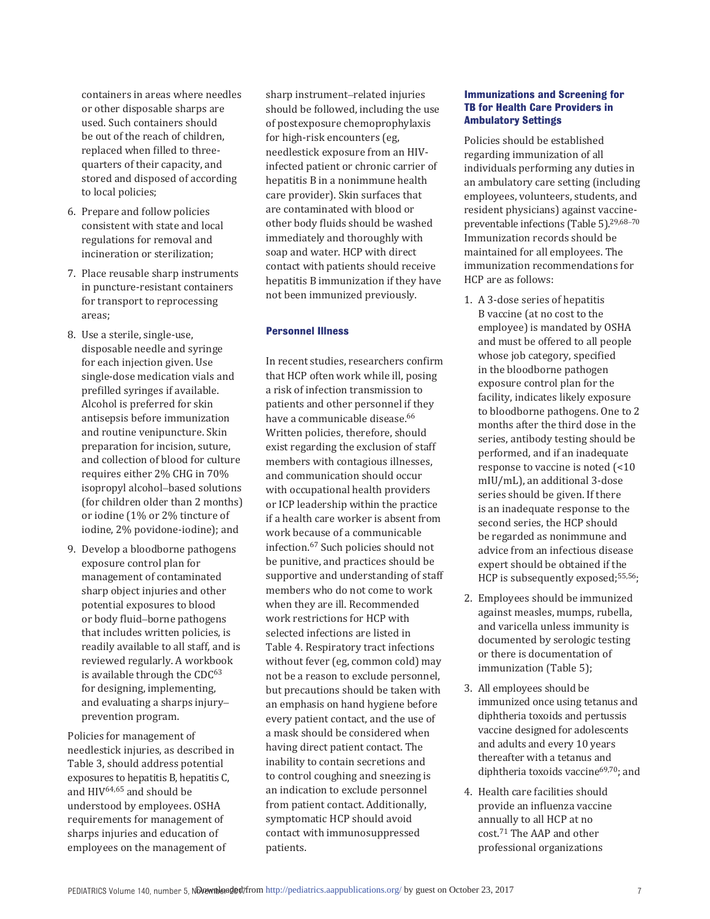containers in areas where needles or other disposable sharps are used. Such containers should be out of the reach of children, replaced when filled to three-quarters of their capacity, and stored and disposed of according to local policies;

6. Prepare and follow policies consistent with state and local regulations for removal and incineration or sterilization;
7. Place reusable sharp instruments in puncture-resistant containers for transport to reprocessing areas;
8. Use a sterile, single-use, disposable needle and syringe for each injection given. Use single-dose medication vials and prefilled syringes if available. Alcohol is preferred for skin antisepsis before immunization and routine venipuncture. Skin preparation for incision, suture, and collection of blood for culture requires either 2% CHG in 70% isopropyl alcohol–based solutions (for children older than 2 months) or iodine (1% or 2% tincture of iodine, 2% povidone-iodine); and
9. Develop a bloodborne pathogens exposure control plan for management of contaminated sharp object injuries and other potential exposures to blood or body fluid–borne pathogens that includes written policies, is readily available to all staff, and is reviewed regularly. A workbook is available through the CDC[63] for designing, implementing, and evaluating a sharps injury–prevention program.

Policies for management of needlestick injuries, as described in Table 3, should address potential exposures to hepatitis B, hepatitis C, and HIV[64,65] and should be understood by employees. OSHA requirements for management of sharps injuries and education of employees on the management of sharp instrument–related injuries should be followed, including the use of postexposure chemoprophylaxis for high-risk encounters (eg, needlestick exposure from an HIV-infected patient or chronic carrier of hepatitis B in a nonimmune health care provider). Skin surfaces that are contaminated with blood or other body fluids should be washed immediately and thoroughly with soap and water. HCP with direct contact with patients should receive hepatitis B immunization if they have not been immunized previously.

### Personnel Illness

In recent studies, researchers confirm that HCP often work while ill, posing a risk of infection transmission to patients and other personnel if they have a communicable disease.[66] Written policies, therefore, should exist regarding the exclusion of staff members with contagious illnesses, and communication should occur with occupational health providers or ICP leadership within the practice if a health care worker is absent from work because of a communicable infection.[67] Such policies should not be punitive, and practices should be supportive and understanding of staff members who do not come to work when they are ill. Recommended work restrictions for HCP with selected infections are listed in Table 4. Respiratory tract infections without fever (eg, common cold) may not be a reason to exclude personnel, but precautions should be taken with an emphasis on hand hygiene before every patient contact, and the use of a mask should be considered when having direct patient contact. The inability to contain secretions and to control coughing and sneezing is an indication to exclude personnel from patient contact. Additionally, symptomatic HCP should avoid contact with immunosuppressed patients.

### Immunizations and Screening for TB for Health Care Providers in Ambulatory Settings

Policies should be established regarding immunization of all individuals performing any duties in an ambulatory care setting (including employees, volunteers, students, and resident physicians) against vaccine-preventable infections (Table 5).[29,68–70] Immunization records should be maintained for all employees. The immunization recommendations for HCP are as follows:

1. A 3-dose series of hepatitis B vaccine (at no cost to the employee) is mandated by OSHA and must be offered to all people whose job category, specified in the bloodborne pathogen exposure control plan for the facility, indicates likely exposure to bloodborne pathogens. One to 2 months after the third dose in the series, antibody testing should be performed, and if an inadequate response to vaccine is noted (<10 mIU/mL), an additional 3-dose series should be given. If there is an inadequate response to the second series, the HCP should be regarded as nonimmune and advice from an infectious disease expert should be obtained if the HCP is subsequently exposed;[55,56];
2. Employees should be immunized against measles, mumps, rubella, and varicella unless immunity is documented by serologic testing or there is documentation of immunization (Table 5);
3. All employees should be immunized once using tetanus and diphtheria toxoids and pertussis vaccine designed for adolescents and adults and every 10 years thereafter with a tetanus and diphtheria toxoids vaccine[69,70]; and
4. Health care facilities should provide an influenza vaccine annually to all HCP at no cost.[71] The AAP and other professional organizations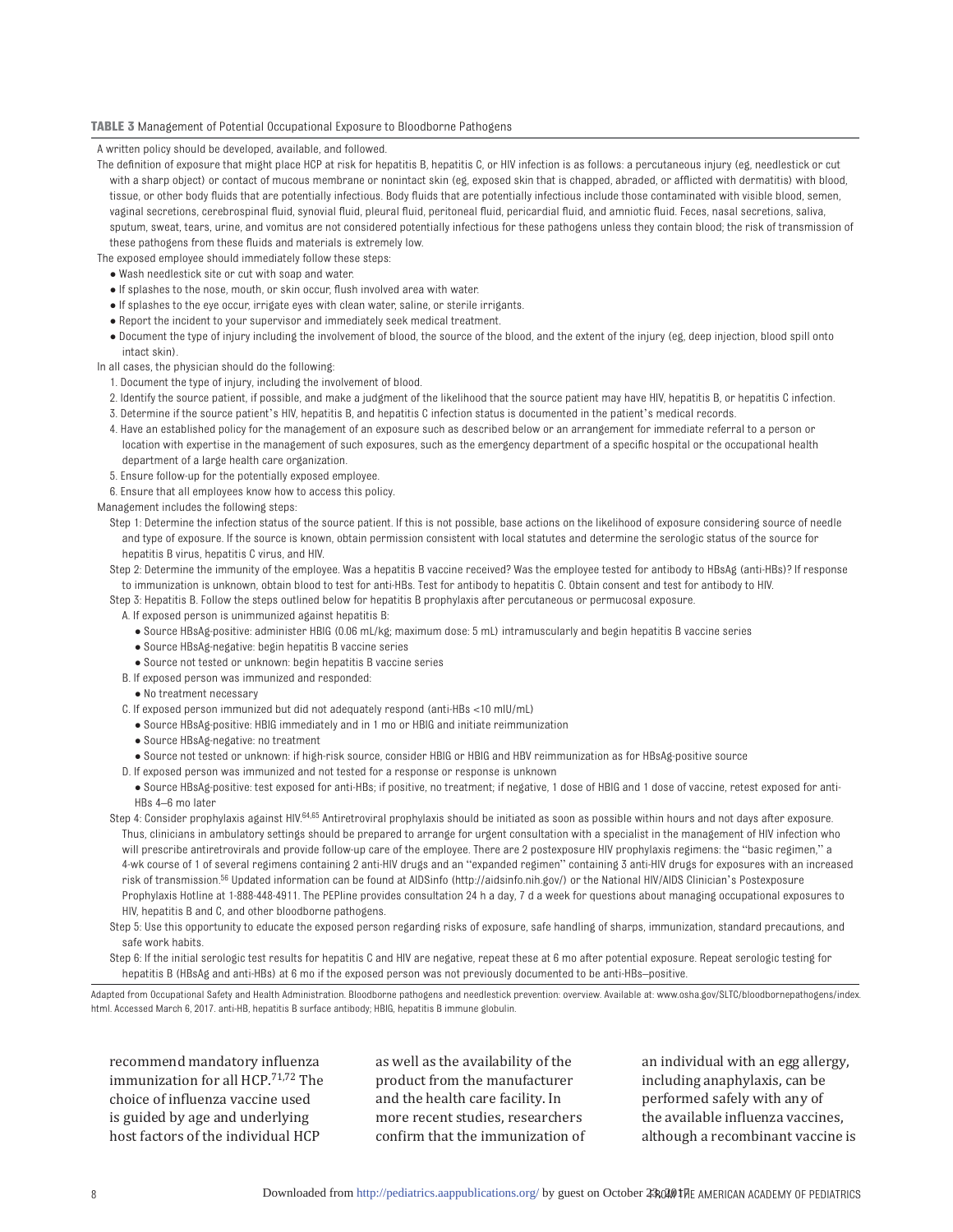**TABLE 3** Management of Potential Occupational Exposure to Bloodborne Pathogens

A written policy should be developed, available, and followed.

The definition of exposure that might place HCP at risk for hepatitis B, hepatitis C, or HIV infection is as follows: a percutaneous injury (eg, needlestick or cut with a sharp object) or contact of mucous membrane or nonintact skin (eg, exposed skin that is chapped, abraded, or afflicted with dermatitis) with blood, tissue, or other body fluids that are potentially infectious. Body fluids that are potentially infectious include those contaminated with visible blood, semen, vaginal secretions, cerebrospinal fluid, synovial fluid, pleural fluid, peritoneal fluid, pericardial fluid, and amniotic fluid. Feces, nasal secretions, saliva, sputum, sweat, tears, urine, and vomitus are not considered potentially infectious for these pathogens unless they contain blood; the risk of transmission of these pathogens from these fluids and materials is extremely low.

The exposed employee should immediately follow these steps:

- Wash needlestick site or cut with soap and water.
- If splashes to the nose, mouth, or skin occur, flush involved area with water.
- If splashes to the eye occur, irrigate eyes with clean water, saline, or sterile irrigants.
- Report the incident to your supervisor and immediately seek medical treatment.
- Document the type of injury including the involvement of blood, the source of the blood, and the extent of the injury (eg, deep injection, blood spill onto intact skin).

In all cases, the physician should do the following:

1. Document the type of injury, including the involvement of blood.
2. Identify the source patient, if possible, and make a judgment of the likelihood that the source patient may have HIV, hepatitis B, or hepatitis C infection.
3. Determine if the source patient's HIV, hepatitis B, and hepatitis C infection status is documented in the patient's medical records.
4. Have an established policy for the management of an exposure such as described below or an arrangement for immediate referral to a person or location with expertise in the management of such exposures, such as the emergency department of a specific hospital or the occupational health department of a large health care organization.
5. Ensure follow-up for the potentially exposed employee.
6. Ensure that all employees know how to access this policy.

Management includes the following steps:

Step 1: Determine the infection status of the source patient. If this is not possible, base actions on the likelihood of exposure considering source of needle and type of exposure. If the source is known, obtain permission consistent with local statutes and determine the serologic status of the source for hepatitis B virus, hepatitis C virus, and HIV.

Step 2: Determine the immunity of the employee. Was a hepatitis B vaccine received? Was the employee tested for antibody to HBsAg (anti-HBs)? If response to immunization is unknown, obtain blood to test for anti-HBs. Test for antibody to hepatitis C. Obtain consent and test for antibody to HIV.

Step 3: Hepatitis B. Follow the steps outlined below for hepatitis B prophylaxis after percutaneous or permucosal exposure.

A. If exposed person is unimmunized against hepatitis B:
- Source HBsAg-positive: administer HBIG (0.06 mL/kg; maximum dose: 5 mL) intramuscularly and begin hepatitis B vaccine series
- Source HBsAg-negative: begin hepatitis B vaccine series
- Source not tested or unknown: begin hepatitis B vaccine series

B. If exposed person was immunized and responded:
- No treatment necessary

C. If exposed person immunized but did not adequately respond (anti-HBs <10 mIU/mL)
- Source HBsAg-positive: HBIG immediately and in 1 mo or HBIG and initiate reimmunization
- Source HBsAg-negative: no treatment
- Source not tested or unknown: if high-risk source, consider HBIG or HBIG and HBV reimmunization as for HBsAg-positive source

D. If exposed person was immunized and not tested for a response or response is unknown
- Source HBsAg-positive: test exposed for anti-HBs; if positive, no treatment; if negative, 1 dose of HBIG and 1 dose of vaccine, retest exposed for anti-HBs 4–6 mo later

Step 4: Consider prophylaxis against HIV.[64,65] Antiretroviral prophylaxis should be initiated as soon as possible within hours and not days after exposure. Thus, clinicians in ambulatory settings should be prepared to arrange for urgent consultation with a specialist in the management of HIV infection who will prescribe antiretrovirals and provide follow-up care of the employee. There are 2 postexposure HIV prophylaxis regimens: the "basic regimen," a 4-wk course of 1 of several regimens containing 2 anti-HIV drugs and an "expanded regimen" containing 3 anti-HIV drugs for exposures with an increased risk of transmission.[56] Updated information can be found at AIDSinfo (http://aidsinfo.nih.gov/) or the National HIV/AIDS Clinician's Postexposure Prophylaxis Hotline at 1-888-448-4911. The PEPline provides consultation 24 h a day, 7 d a week for questions about managing occupational exposures to HIV, hepatitis B and C, and other bloodborne pathogens.

Step 5: Use this opportunity to educate the exposed person regarding risks of exposure, safe handling of sharps, immunization, standard precautions, and safe work habits.

Step 6: If the initial serologic test results for hepatitis C and HIV are negative, repeat these at 6 mo after potential exposure. Repeat serologic testing for hepatitis B (HBsAg and anti-HBs) at 6 mo if the exposed person was not previously documented to be anti-HBs–positive.

Adapted from Occupational Safety and Health Administration. Bloodborne pathogens and needlestick prevention: overview. Available at: www.osha.gov/SLTC/bloodbornepathogens/index.html. Accessed March 6, 2017. anti-HB, hepatitis B surface antibody; HBIG, hepatitis B immune globulin.

recommend mandatory influenza immunization for all HCP.[71,72] The choice of influenza vaccine used is guided by age and underlying host factors of the individual HCP as well as the availability of the product from the manufacturer and the health care facility. In more recent studies, researchers confirm that the immunization of an individual with an egg allergy, including anaphylaxis, can be performed safely with any of the available influenza vaccines, although a recombinant vaccine is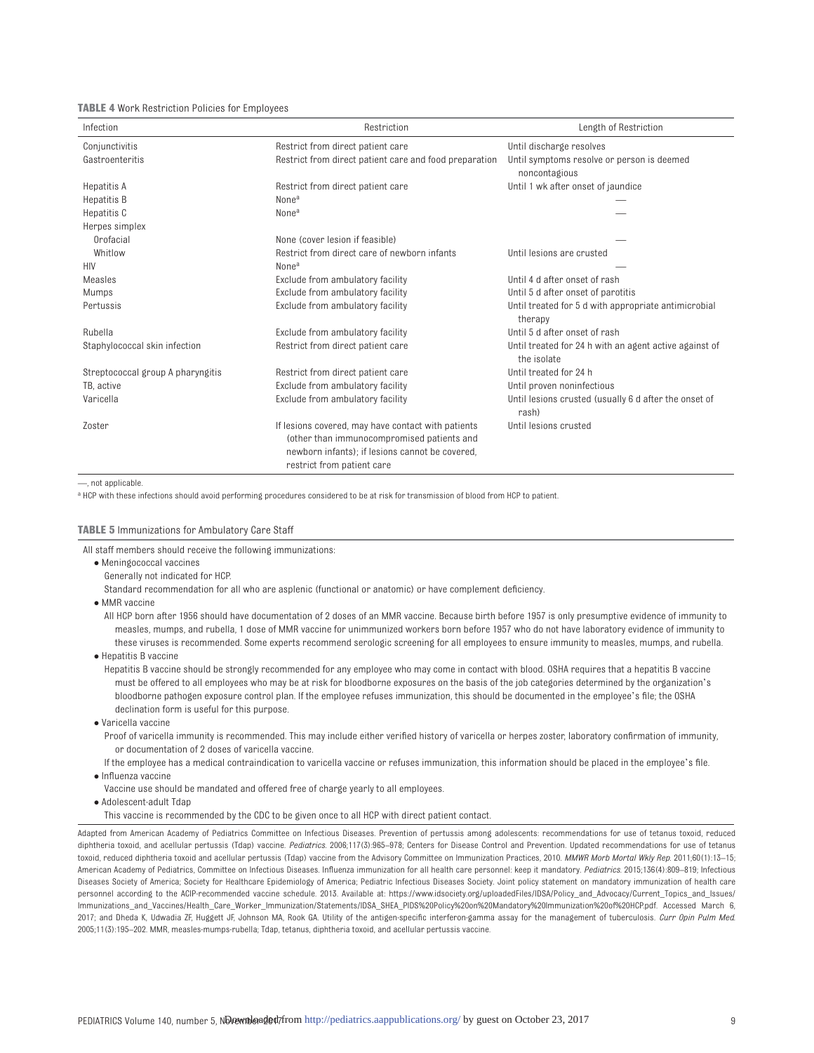**TABLE 4** Work Restriction Policies for Employees

| Infection | Restriction | Length of Restriction |
|---|---|---|
| Conjunctivitis | Restrict from direct patient care | Until discharge resolves |
| Gastroenteritis | Restrict from direct patient care and food preparation | Until symptoms resolve or person is deemed noncontagious |
| Hepatitis A | Restrict from direct patient care | Until 1 wk after onset of jaundice |
| Hepatitis B | None[a] | — |
| Hepatitis C | None[a] | — |
| Herpes simplex | | |
| Orofacial | None (cover lesion if feasible) | — |
| Whitlow | Restrict from direct care of newborn infants | Until lesions are crusted |
| HIV | None[a] | — |
| Measles | Exclude from ambulatory facility | Until 4 d after onset of rash |
| Mumps | Exclude from ambulatory facility | Until 5 d after onset of parotitis |
| Pertussis | Exclude from ambulatory facility | Until treated for 5 d with appropriate antimicrobial therapy |
| Rubella | Exclude from ambulatory facility | Until 5 d after onset of rash |
| Staphylococcal skin infection | Restrict from direct patient care | Until treated for 24 h with an agent active against of the isolate |
| Streptococcal group A pharyngitis | Restrict from direct patient care | Until treated for 24 h |
| TB, active | Exclude from ambulatory facility | Until proven noninfectious |
| Varicella | Exclude from ambulatory facility | Until lesions crusted (usually 6 d after the onset of rash) |
| Zoster | If lesions covered, may have contact with patients (other than immunocompromised patients and newborn infants); if lesions cannot be covered, restrict from patient care | Until lesions crusted |

—, not applicable.

[a] HCP with these infections should avoid performing procedures considered to be at risk for transmission of blood from HCP to patient.

**TABLE 5** Immunizations for Ambulatory Care Staff

All staff members should receive the following immunizations:

- Meningococcal vaccines
  - Generally not indicated for HCP.
  - Standard recommendation for all who are asplenic (functional or anatomic) or have complement deficiency.
- MMR vaccine
  - All HCP born after 1956 should have documentation of 2 doses of an MMR vaccine. Because birth before 1957 is only presumptive evidence of immunity to measles, mumps, and rubella, 1 dose of MMR vaccine for unimmunized workers born before 1957 who do not have laboratory evidence of immunity to these viruses is recommended. Some experts recommend serologic screening for all employees to ensure immunity to measles, mumps, and rubella.
- Hepatitis B vaccine
  - Hepatitis B vaccine should be strongly recommended for any employee who may come in contact with blood. OSHA requires that a hepatitis B vaccine must be offered to all employees who may be at risk for bloodborne exposures on the basis of the job categories determined by the organization's bloodborne pathogen exposure control plan. If the employee refuses immunization, this should be documented in the employee's file; the OSHA declination form is useful for this purpose.
- Varicella vaccine
  - Proof of varicella immunity is recommended. This may include either verified history of varicella or herpes zoster, laboratory confirmation of immunity, or documentation of 2 doses of varicella vaccine.
  - If the employee has a medical contraindication to varicella vaccine or refuses immunization, this information should be placed in the employee's file.
- Influenza vaccine
  - Vaccine use should be mandated and offered free of charge yearly to all employees.
- Adolescent-adult Tdap
  - This vaccine is recommended by the CDC to be given once to all HCP with direct patient contact.

Adapted from American Academy of Pediatrics Committee on Infectious Diseases. Prevention of pertussis among adolescents: recommendations for use of tetanus toxoid, reduced diphtheria toxoid, and acellular pertussis (Tdap) vaccine. *Pediatrics*. 2006;117(3):965–978; Centers for Disease Control and Prevention. Updated recommendations for use of tetanus toxoid, reduced diphtheria toxoid and acellular pertussis (Tdap) vaccine from the Advisory Committee on Immunization Practices, 2010. *MMWR Morb Mortal Wkly Rep*. 2011;60(1):13–15; American Academy of Pediatrics, Committee on Infectious Diseases. Influenza immunization for all health care personnel: keep it mandatory. *Pediatrics*. 2015;136(4):809–819; Infectious Diseases Society of America; Society for Healthcare Epidemiology of America; Pediatric Infectious Diseases Society. Joint policy statement on mandatory immunization of health care personnel according to the ACIP-recommended vaccine schedule. 2013. Available at: https://www.idsociety.org/uploadedFiles/IDSA/Policy_and_Advocacy/Current_Topics_and_Issues/Immunizations_and_Vaccines/Health_Care_Worker_Immunization/Statements/IDSA_SHEA_PIDS%20Policy%20on%20Mandatory%20Immunization%20of%20HCP.pdf. Accessed March 6, 2017; and Dheda K, Udwadia ZF, Huggett JF, Johnson MA, Rook GA. Utility of the antigen-specific interferon-gamma assay for the management of tuberculosis. *Curr Opin Pulm Med*. 2005;11(3):195–202. MMR, measles-mumps-rubella; Tdap, tetanus, diphtheria toxoid, and acellular pertussis vaccine.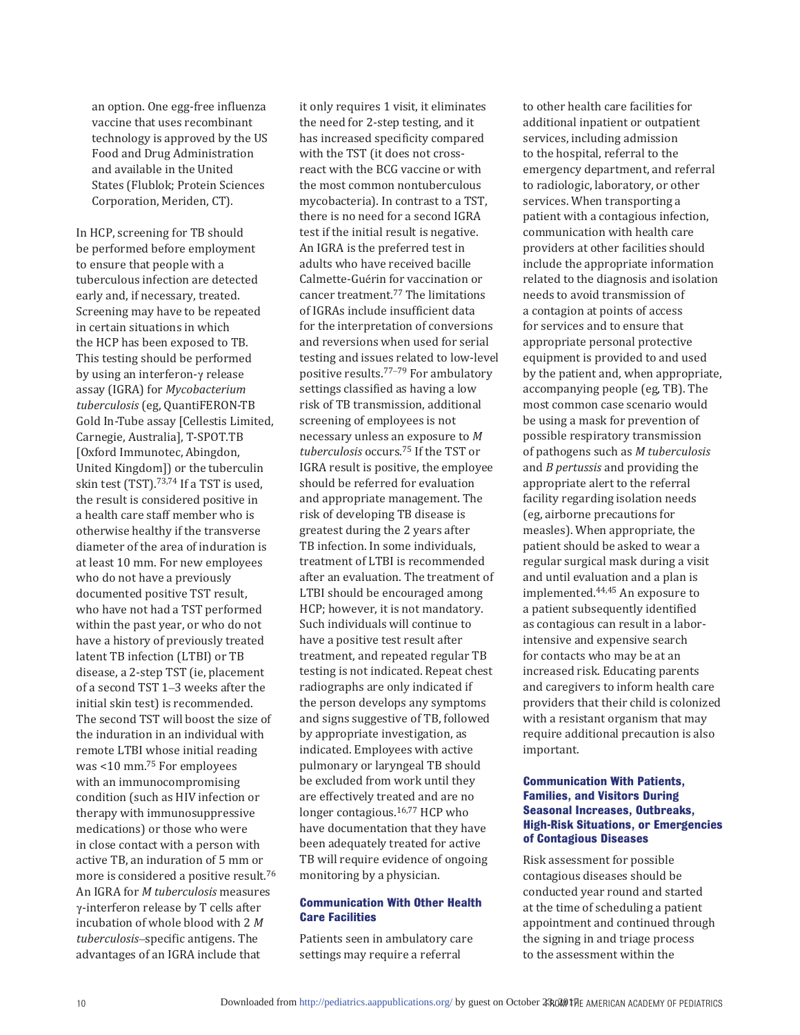an option. One egg-free influenza vaccine that uses recombinant technology is approved by the US Food and Drug Administration and available in the United States (Flublok; Protein Sciences Corporation, Meriden, CT).

In HCP, screening for TB should be performed before employment to ensure that people with a tuberculous infection are detected early and, if necessary, treated. Screening may have to be repeated in certain situations in which the HCP has been exposed to TB. This testing should be performed by using an interferon-γ release assay (IGRA) for *Mycobacterium tuberculosis* (eg, QuantiFERON-TB Gold In-Tube assay [Cellestis Limited, Carnegie, Australia], T-SPOT.TB [Oxford Immunotec, Abingdon, United Kingdom]) or the tuberculin skin test (TST).[73,74] If a TST is used, the result is considered positive in a health care staff member who is otherwise healthy if the transverse diameter of the area of induration is at least 10 mm. For new employees who do not have a previously documented positive TST result, who have not had a TST performed within the past year, or who do not have a history of previously treated latent TB infection (LTBI) or TB disease, a 2-step TST (ie, placement of a second TST 1–3 weeks after the initial skin test) is recommended. The second TST will boost the size of the induration in an individual with remote LTBI whose initial reading was <10 mm.[75] For employees with an immunocompromising condition (such as HIV infection or therapy with immunosuppressive medications) or those who were in close contact with a person with active TB, an induration of 5 mm or more is considered a positive result.[76] An IGRA for *M tuberculosis* measures γ-interferon release by T cells after incubation of whole blood with 2 *M tuberculosis*–specific antigens. The advantages of an IGRA include that it only requires 1 visit, it eliminates the need for 2-step testing, and it has increased specificity compared with the TST (it does not cross-react with the BCG vaccine or with the most common nontuberculous mycobacteria). In contrast to a TST, there is no need for a second IGRA test if the initial result is negative. An IGRA is the preferred test in adults who have received bacille Calmette-Guérin for vaccination or cancer treatment.[77] The limitations of IGRAs include insufficient data for the interpretation of conversions and reversions when used for serial testing and issues related to low-level positive results.[77–79] For ambulatory settings classified as having a low risk of TB transmission, additional screening of employees is not necessary unless an exposure to *M tuberculosis* occurs.[75] If the TST or IGRA result is positive, the employee should be referred for evaluation and appropriate management. The risk of developing TB disease is greatest during the 2 years after TB infection. In some individuals, treatment of LTBI is recommended after an evaluation. The treatment of LTBI should be encouraged among HCP; however, it is not mandatory. Such individuals will continue to have a positive test result after treatment, and repeated regular TB testing is not indicated. Repeat chest radiographs are only indicated if the person develops any symptoms and signs suggestive of TB, followed by appropriate investigation, as indicated. Employees with active pulmonary or laryngeal TB should be excluded from work until they are effectively treated and are no longer contagious.[16,77] HCP who have documentation that they have been adequately treated for active TB will require evidence of ongoing monitoring by a physician.

### Communication With Other Health Care Facilities

Patients seen in ambulatory care settings may require a referral to other health care facilities for additional inpatient or outpatient services, including admission to the hospital, referral to the emergency department, and referral to radiologic, laboratory, or other services. When transporting a patient with a contagious infection, communication with health care providers at other facilities should include the appropriate information related to the diagnosis and isolation needs to avoid transmission of a contagion at points of access for services and to ensure that appropriate personal protective equipment is provided to and used by the patient and, when appropriate, accompanying people (eg, TB). The most common case scenario would be using a mask for prevention of possible respiratory transmission of pathogens such as *M tuberculosis* and *B pertussis* and providing the appropriate alert to the referral facility regarding isolation needs (eg, airborne precautions for measles). When appropriate, the patient should be asked to wear a regular surgical mask during a visit and until evaluation and a plan is implemented.[44,45] An exposure to a patient subsequently identified as contagious can result in a labor-intensive and expensive search for contacts who may be at an increased risk. Educating parents and caregivers to inform health care providers that their child is colonized with a resistant organism that may require additional precaution is also important.

### Communication With Patients, Families, and Visitors During Seasonal Increases, Outbreaks, High-Risk Situations, or Emergencies of Contagious Diseases

Risk assessment for possible contagious diseases should be conducted year round and started at the time of scheduling a patient appointment and continued through the signing in and triage process to the assessment within the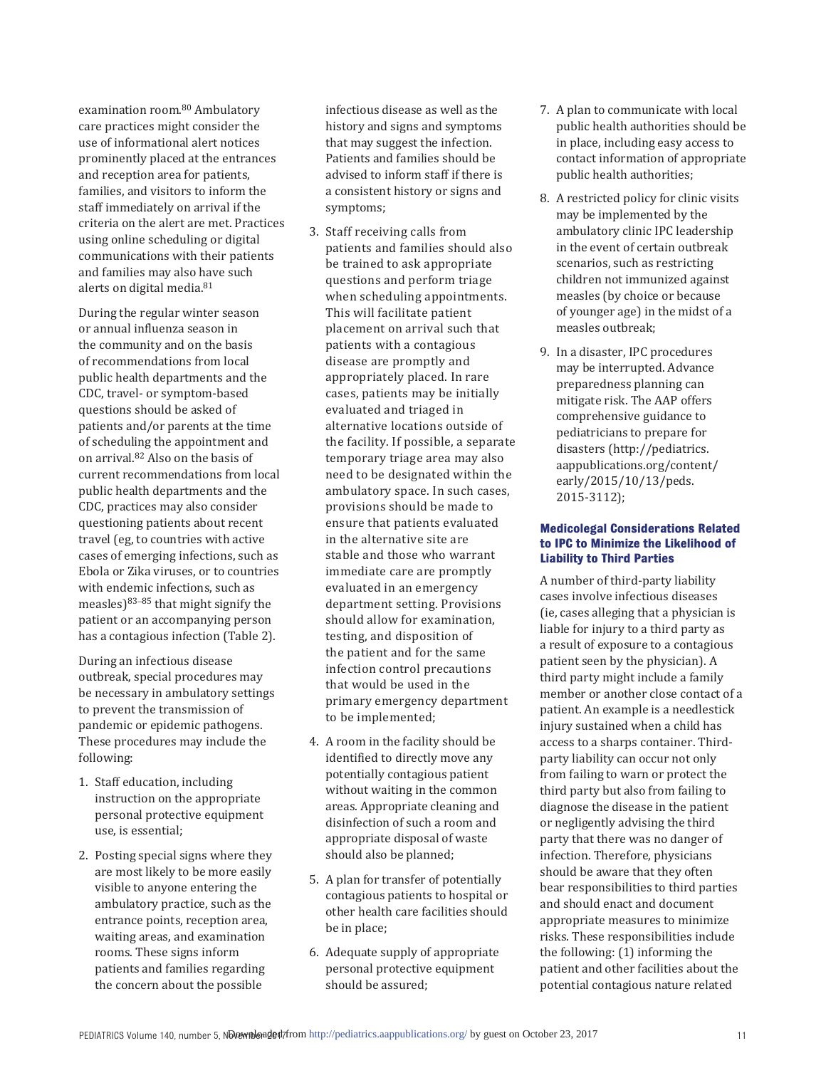examination room.[80] Ambulatory care practices might consider the use of informational alert notices prominently placed at the entrances and reception area for patients, families, and visitors to inform the staff immediately on arrival if the criteria on the alert are met. Practices using online scheduling or digital communications with their patients and families may also have such alerts on digital media.[81]

During the regular winter season or annual influenza season in the community and on the basis of recommendations from local public health departments and the CDC, travel- or symptom-based questions should be asked of patients and/or parents at the time of scheduling the appointment and on arrival.[82] Also on the basis of current recommendations from local public health departments and the CDC, practices may also consider questioning patients about recent travel (eg, to countries with active cases of emerging infections, such as Ebola or Zika viruses, or to countries with endemic infections, such as measles)[83–85] that might signify the patient or an accompanying person has a contagious infection (Table 2).

During an infectious disease outbreak, special procedures may be necessary in ambulatory settings to prevent the transmission of pandemic or epidemic pathogens. These procedures may include the following:

1. Staff education, including instruction on the appropriate personal protective equipment use, is essential;
2. Posting special signs where they are most likely to be more easily visible to anyone entering the ambulatory practice, such as the entrance points, reception area, waiting areas, and examination rooms. These signs inform patients and families regarding the concern about the possible infectious disease as well as the history and signs and symptoms that may suggest the infection. Patients and families should be advised to inform staff if there is a consistent history or signs and symptoms;
3. Staff receiving calls from patients and families should also be trained to ask appropriate questions and perform triage when scheduling appointments. This will facilitate patient placement on arrival such that patients with a contagious disease are promptly and appropriately placed. In rare cases, patients may be initially evaluated and triaged in alternative locations outside of the facility. If possible, a separate temporary triage area may also need to be designated within the ambulatory space. In such cases, provisions should be made to ensure that patients evaluated in the alternative site are stable and those who warrant immediate care are promptly evaluated in an emergency department setting. Provisions should allow for examination, testing, and disposition of the patient and for the same infection control precautions that would be used in the primary emergency department to be implemented;
4. A room in the facility should be identified to directly move any potentially contagious patient without waiting in the common areas. Appropriate cleaning and disinfection of such a room and appropriate disposal of waste should also be planned;
5. A plan for transfer of potentially contagious patients to hospital or other health care facilities should be in place;
6. Adequate supply of appropriate personal protective equipment should be assured;
7. A plan to communicate with local public health authorities should be in place, including easy access to contact information of appropriate public health authorities;
8. A restricted policy for clinic visits may be implemented by the ambulatory clinic IPC leadership in the event of certain outbreak scenarios, such as restricting children not immunized against measles (by choice or because of younger age) in the midst of a measles outbreak;
9. In a disaster, IPC procedures may be interrupted. Advance preparedness planning can mitigate risk. The AAP offers comprehensive guidance to pediatricians to prepare for disasters (http://pediatrics.aappublications.org/content/early/2015/10/13/peds.2015-3112);

### Medicolegal Considerations Related to IPC to Minimize the Likelihood of Liability to Third Parties

A number of third-party liability cases involve infectious diseases (ie, cases alleging that a physician is liable for injury to a third party as a result of exposure to a contagious patient seen by the physician). A third party might include a family member or another close contact of a patient. An example is a needlestick injury sustained when a child has access to a sharps container. Third-party liability can occur not only from failing to warn or protect the third party but also from failing to diagnose the disease in the patient or negligently advising the third party that there was no danger of infection. Therefore, physicians should be aware that they often bear responsibilities to third parties and should enact and document appropriate measures to minimize risks. These responsibilities include the following: (1) informing the patient and other facilities about the potential contagious nature related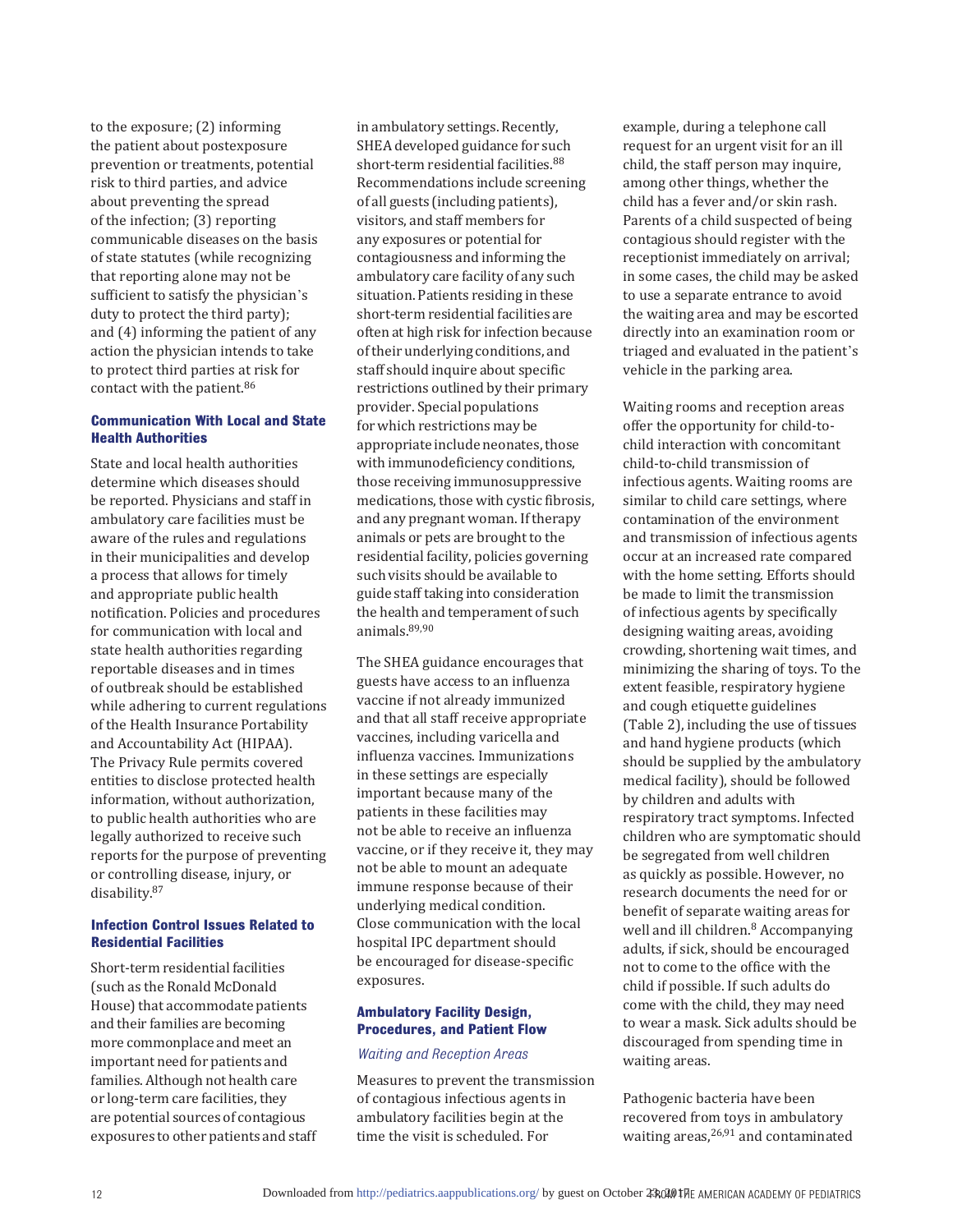to the exposure; (2) informing the patient about postexposure prevention or treatments, potential risk to third parties, and advice about preventing the spread of the infection; (3) reporting communicable diseases on the basis of state statutes (while recognizing that reporting alone may not be sufficient to satisfy the physician's duty to protect the third party); and (4) informing the patient of any action the physician intends to take to protect third parties at risk for contact with the patient.[86]

### Communication With Local and State Health Authorities

State and local health authorities determine which diseases should be reported. Physicians and staff in ambulatory care facilities must be aware of the rules and regulations in their municipalities and develop a process that allows for timely and appropriate public health notification. Policies and procedures for communication with local and state health authorities regarding reportable diseases and in times of outbreak should be established while adhering to current regulations of the Health Insurance Portability and Accountability Act (HIPAA). The Privacy Rule permits covered entities to disclose protected health information, without authorization, to public health authorities who are legally authorized to receive such reports for the purpose of preventing or controlling disease, injury, or disability.[87]

### Infection Control Issues Related to Residential Facilities

Short-term residential facilities (such as the Ronald McDonald House) that accommodate patients and their families are becoming more commonplace and meet an important need for patients and families. Although not health care or long-term care facilities, they are potential sources of contagious exposures to other patients and staff in ambulatory settings. Recently, SHEA developed guidance for such short-term residential facilities.[88] Recommendations include screening of all guests (including patients), visitors, and staff members for any exposures or potential for contagiousness and informing the ambulatory care facility of any such situation. Patients residing in these short-term residential facilities are often at high risk for infection because of their underlying conditions, and staff should inquire about specific restrictions outlined by their primary provider. Special populations for which restrictions may be appropriate include neonates, those with immunodeficiency conditions, those receiving immunosuppressive medications, those with cystic fibrosis, and any pregnant woman. If therapy animals or pets are brought to the residential facility, policies governing such visits should be available to guide staff taking into consideration the health and temperament of such animals.[89,90]

The SHEA guidance encourages that guests have access to an influenza vaccine if not already immunized and that all staff receive appropriate vaccines, including varicella and influenza vaccines. Immunizations in these settings are especially important because many of the patients in these facilities may not be able to receive an influenza vaccine, or if they receive it, they may not be able to mount an adequate immune response because of their underlying medical condition. Close communication with the local hospital IPC department should be encouraged for disease-specific exposures.

### Ambulatory Facility Design, Procedures, and Patient Flow

#### *Waiting and Reception Areas*

Measures to prevent the transmission of contagious infectious agents in ambulatory facilities begin at the time the visit is scheduled. For example, during a telephone call request for an urgent visit for an ill child, the staff person may inquire, among other things, whether the child has a fever and/or skin rash. Parents of a child suspected of being contagious should register with the receptionist immediately on arrival; in some cases, the child may be asked to use a separate entrance to avoid the waiting area and may be escorted directly into an examination room or triaged and evaluated in the patient's vehicle in the parking area.

Waiting rooms and reception areas offer the opportunity for child-to-child interaction with concomitant child-to-child transmission of infectious agents. Waiting rooms are similar to child care settings, where contamination of the environment and transmission of infectious agents occur at an increased rate compared with the home setting. Efforts should be made to limit the transmission of infectious agents by specifically designing waiting areas, avoiding crowding, shortening wait times, and minimizing the sharing of toys. To the extent feasible, respiratory hygiene and cough etiquette guidelines (Table 2), including the use of tissues and hand hygiene products (which should be supplied by the ambulatory medical facility), should be followed by children and adults with respiratory tract symptoms. Infected children who are symptomatic should be segregated from well children as quickly as possible. However, no research documents the need for or benefit of separate waiting areas for well and ill children.[8] Accompanying adults, if sick, should be encouraged not to come to the office with the child if possible. If such adults do come with the child, they may need to wear a mask. Sick adults should be discouraged from spending time in waiting areas.

Pathogenic bacteria have been recovered from toys in ambulatory waiting areas,[26,91] and contaminated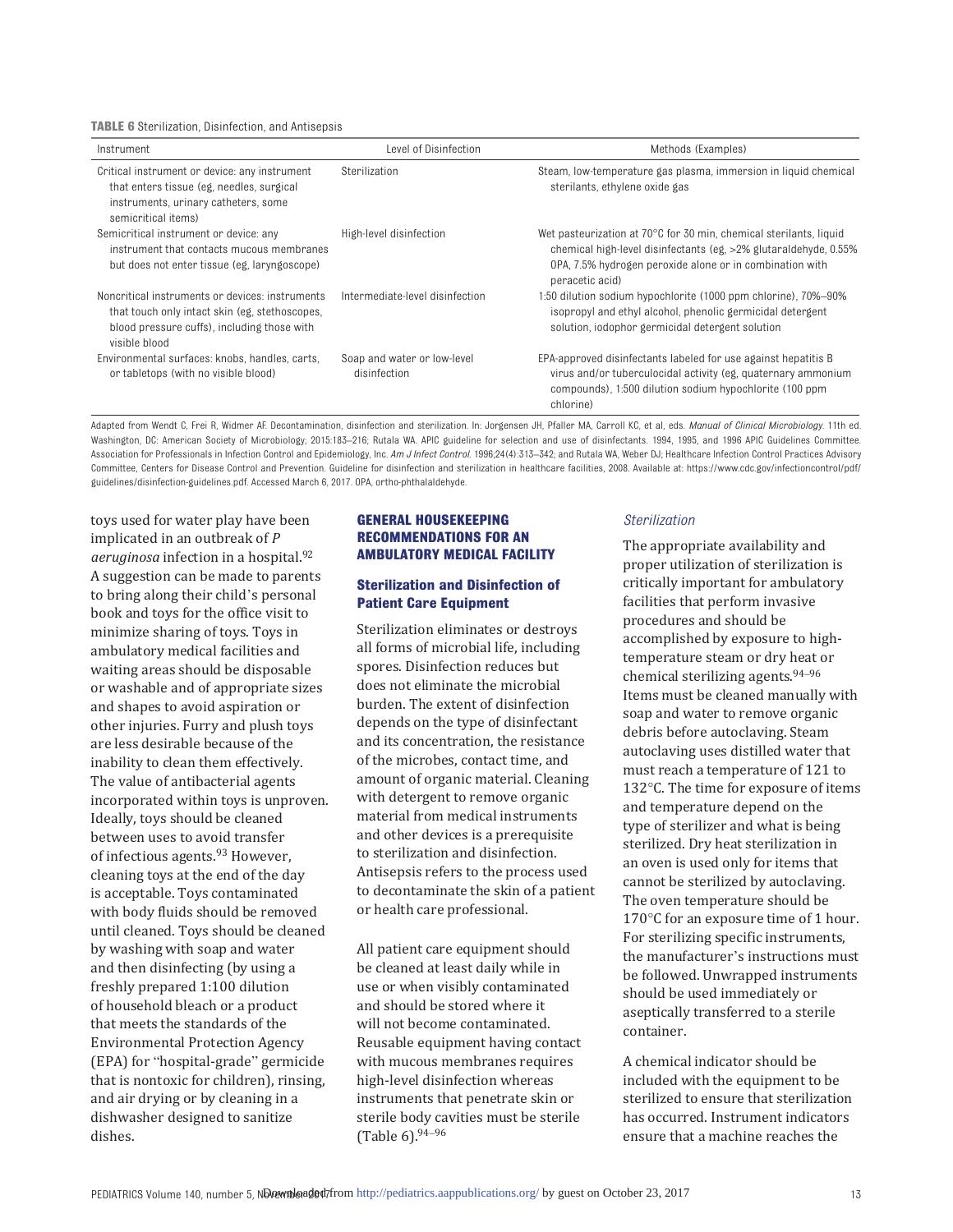**TABLE 6** Sterilization, Disinfection, and Antisepsis

| Instrument | Level of Disinfection | Methods (Examples) |
| --- | --- | --- |
| Critical instrument or device: any instrument that enters tissue (eg, needles, surgical instruments, urinary catheters, some semicritical items) | Sterilization | Steam, low-temperature gas plasma, immersion in liquid chemical sterilants, ethylene oxide gas |
| Semicritical instrument or device: any instrument that contacts mucous membranes but does not enter tissue (eg, laryngoscope) | High-level disinfection | Wet pasteurization at 70°C for 30 min, chemical sterilants, liquid chemical high-level disinfectants (eg, >2% glutaraldehyde, 0.55% OPA, 7.5% hydrogen peroxide alone or in combination with peracetic acid) |
| Noncritical instruments or devices: instruments that touch only intact skin (eg, stethoscopes, blood pressure cuffs), including those with visible blood | Intermediate-level disinfection | 1:50 dilution sodium hypochlorite (1000 ppm chlorine), 70%–90% isopropyl and ethyl alcohol, phenolic germicidal detergent solution, iodophor germicidal detergent solution |
| Environmental surfaces: knobs, handles, carts, or tabletops (with no visible blood) | Soap and water or low-level disinfection | EPA-approved disinfectants labeled for use against hepatitis B virus and/or tuberculocidal activity (eg, quaternary ammonium compounds), 1:500 dilution sodium hypochlorite (100 ppm chlorine) |

Adapted from Wendt C, Frei R, Widmer AF. Decontamination, disinfection and sterilization. In: Jorgensen JH, Pfaller MA, Carroll KC, et al, eds. *Manual of Clinical Microbiology*. 11th ed. Washington, DC: American Society of Microbiology; 2015:183–216; Rutala WA. APIC guideline for selection and use of disinfectants. 1994, 1995, and 1996 APIC Guidelines Committee. Association for Professionals in Infection Control and Epidemiology, Inc. *Am J Infect Control*. 1996;24(4):313–342; and Rutala WA, Weber DJ; Healthcare Infection Control Practices Advisory Committee, Centers for Disease Control and Prevention. Guideline for disinfection and sterilization in healthcare facilities, 2008. Available at: https://www.cdc.gov/infectioncontrol/pdf/guidelines/disinfection-guidelines.pdf. Accessed March 6, 2017. OPA, ortho-phthalaldehyde.

toys used for water play have been implicated in an outbreak of *P aeruginosa* infection in a hospital.[92] A suggestion can be made to parents to bring along their child's personal book and toys for the office visit to minimize sharing of toys. Toys in ambulatory medical facilities and waiting areas should be disposable or washable and of appropriate sizes and shapes to avoid aspiration or other injuries. Furry and plush toys are less desirable because of the inability to clean them effectively. The value of antibacterial agents incorporated within toys is unproven. Ideally, toys should be cleaned between uses to avoid transfer of infectious agents.[93] However, cleaning toys at the end of the day is acceptable. Toys contaminated with body fluids should be removed until cleaned. Toys should be cleaned by washing with soap and water and then disinfecting (by using a freshly prepared 1:100 dilution of household bleach or a product that meets the standards of the Environmental Protection Agency (EPA) for "hospital-grade" germicide that is nontoxic for children), rinsing, and air drying or by cleaning in a dishwasher designed to sanitize dishes.

## GENERAL HOUSEKEEPING RECOMMENDATIONS FOR AN AMBULATORY MEDICAL FACILITY

### Sterilization and Disinfection of Patient Care Equipment

Sterilization eliminates or destroys all forms of microbial life, including spores. Disinfection reduces but does not eliminate the microbial burden. The extent of disinfection depends on the type of disinfectant and its concentration, the resistance of the microbes, contact time, and amount of organic material. Cleaning with detergent to remove organic material from medical instruments and other devices is a prerequisite to sterilization and disinfection. Antisepsis refers to the process used to decontaminate the skin of a patient or health care professional.

All patient care equipment should be cleaned at least daily while in use or when visibly contaminated and should be stored where it will not become contaminated. Reusable equipment having contact with mucous membranes requires high-level disinfection whereas instruments that penetrate skin or sterile body cavities must be sterile (Table 6).[94–96]

#### *Sterilization*

The appropriate availability and proper utilization of sterilization is critically important for ambulatory facilities that perform invasive procedures and should be accomplished by exposure to high-temperature steam or dry heat or chemical sterilizing agents.[94–96] Items must be cleaned manually with soap and water to remove organic debris before autoclaving. Steam autoclaving uses distilled water that must reach a temperature of 121 to 132°C. The time for exposure of items and temperature depend on the type of sterilizer and what is being sterilized. Dry heat sterilization in an oven is used only for items that cannot be sterilized by autoclaving. The oven temperature should be 170°C for an exposure time of 1 hour. For sterilizing specific instruments, the manufacturer's instructions must be followed. Unwrapped instruments should be used immediately or aseptically transferred to a sterile container.

A chemical indicator should be included with the equipment to be sterilized to ensure that sterilization has occurred. Instrument indicators ensure that a machine reaches the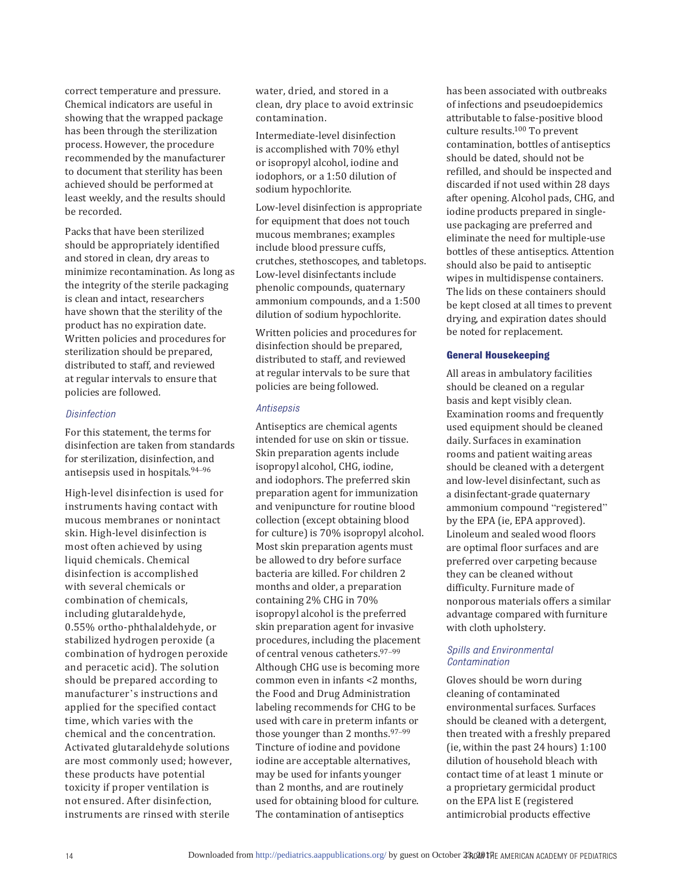correct temperature and pressure. Chemical indicators are useful in showing that the wrapped package has been through the sterilization process. However, the procedure recommended by the manufacturer to document that sterility has been achieved should be performed at least weekly, and the results should be recorded.

Packs that have been sterilized should be appropriately identified and stored in clean, dry areas to minimize recontamination. As long as the integrity of the sterile packaging is clean and intact, researchers have shown that the sterility of the product has no expiration date. Written policies and procedures for sterilization should be prepared, distributed to staff, and reviewed at regular intervals to ensure that policies are followed.

#### *Disinfection*

For this statement, the terms for disinfection are taken from standards for sterilization, disinfection, and antisepsis used in hospitals.[94–96]

High-level disinfection is used for instruments having contact with mucous membranes or nonintact skin. High-level disinfection is most often achieved by using liquid chemicals. Chemical disinfection is accomplished with several chemicals or combination of chemicals, including glutaraldehyde, 0.55% ortho-phthalaldehyde, or stabilized hydrogen peroxide (a combination of hydrogen peroxide and peracetic acid). The solution should be prepared according to manufacturer's instructions and applied for the specified contact time, which varies with the chemical and the concentration. Activated glutaraldehyde solutions are most commonly used; however, these products have potential toxicity if proper ventilation is not ensured. After disinfection, instruments are rinsed with sterile water, dried, and stored in a clean, dry place to avoid extrinsic contamination.

Intermediate-level disinfection is accomplished with 70% ethyl or isopropyl alcohol, iodine and iodophors, or a 1:50 dilution of sodium hypochlorite.

Low-level disinfection is appropriate for equipment that does not touch mucous membranes; examples include blood pressure cuffs, crutches, stethoscopes, and tabletops. Low-level disinfectants include phenolic compounds, quaternary ammonium compounds, and a 1:500 dilution of sodium hypochlorite.

Written policies and procedures for disinfection should be prepared, distributed to staff, and reviewed at regular intervals to be sure that policies are being followed.

#### *Antisepsis*

Antiseptics are chemical agents intended for use on skin or tissue. Skin preparation agents include isopropyl alcohol, CHG, iodine, and iodophors. The preferred skin preparation agent for immunization and venipuncture for routine blood collection (except obtaining blood for culture) is 70% isopropyl alcohol. Most skin preparation agents must be allowed to dry before surface bacteria are killed. For children 2 months and older, a preparation containing 2% CHG in 70% isopropyl alcohol is the preferred skin preparation agent for invasive procedures, including the placement of central venous catheters.[97–99] Although CHG use is becoming more common even in infants <2 months, the Food and Drug Administration labeling recommends for CHG to be used with care in preterm infants or those younger than 2 months.[97–99] Tincture of iodine and povidone iodine are acceptable alternatives, may be used for infants younger than 2 months, and are routinely used for obtaining blood for culture. The contamination of antiseptics has been associated with outbreaks of infections and pseudoepidemics attributable to false-positive blood culture results.[100] To prevent contamination, bottles of antiseptics should be dated, should not be refilled, and should be inspected and discarded if not used within 28 days after opening. Alcohol pads, CHG, and iodine products prepared in single-use packaging are preferred and eliminate the need for multiple-use bottles of these antiseptics. Attention should also be paid to antiseptic wipes in multidispense containers. The lids on these containers should be kept closed at all times to prevent drying, and expiration dates should be noted for replacement.

### General Housekeeping

All areas in ambulatory facilities should be cleaned on a regular basis and kept visibly clean. Examination rooms and frequently used equipment should be cleaned daily. Surfaces in examination rooms and patient waiting areas should be cleaned with a detergent and low-level disinfectant, such as a disinfectant-grade quaternary ammonium compound "registered" by the EPA (ie, EPA approved). Linoleum and sealed wood floors are optimal floor surfaces and are preferred over carpeting because they can be cleaned without difficulty. Furniture made of nonporous materials offers a similar advantage compared with furniture with cloth upholstery.

#### *Spills and Environmental Contamination*

Gloves should be worn during cleaning of contaminated environmental surfaces. Surfaces should be cleaned with a detergent, then treated with a freshly prepared (ie, within the past 24 hours) 1:100 dilution of household bleach with contact time of at least 1 minute or a proprietary germicidal product on the EPA list E (registered antimicrobial products effective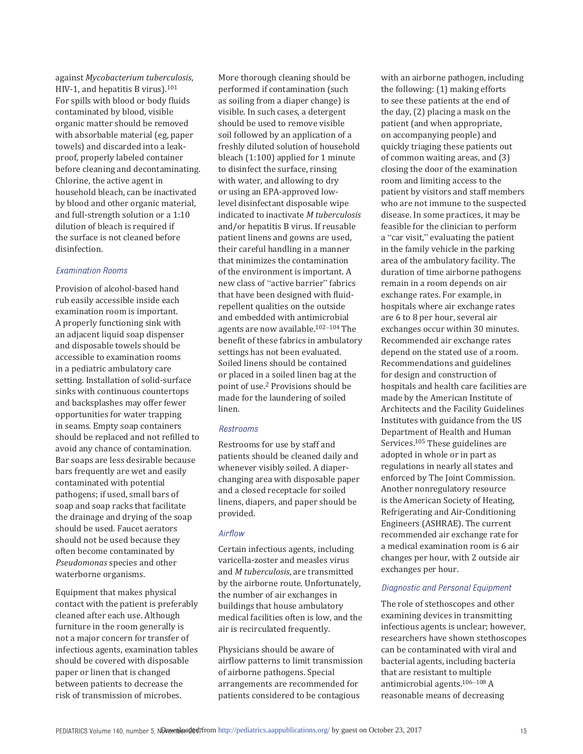against *Mycobacterium tuberculosis*, HIV-1, and hepatitis B virus).[101] For spills with blood or body fluids contaminated by blood, visible organic matter should be removed with absorbable material (eg, paper towels) and discarded into a leak-proof, properly labeled container before cleaning and decontaminating. Chlorine, the active agent in household bleach, can be inactivated by blood and other organic material, and full-strength solution or a 1:10 dilution of bleach is required if the surface is not cleaned before disinfection.

### *Examination Rooms*

Provision of alcohol-based hand rub easily accessible inside each examination room is important. A properly functioning sink with an adjacent liquid soap dispenser and disposable towels should be accessible to examination rooms in a pediatric ambulatory care setting. Installation of solid-surface sinks with continuous countertops and backsplashes may offer fewer opportunities for water trapping in seams. Empty soap containers should be replaced and not refilled to avoid any chance of contamination. Bar soaps are less desirable because bars frequently are wet and easily contaminated with potential pathogens; if used, small bars of soap and soap racks that facilitate the drainage and drying of the soap should be used. Faucet aerators should not be used because they often become contaminated by *Pseudomonas* species and other waterborne organisms.

Equipment that makes physical contact with the patient is preferably cleaned after each use. Although furniture in the room generally is not a major concern for transfer of infectious agents, examination tables should be covered with disposable paper or linen that is changed between patients to decrease the risk of transmission of microbes.

More thorough cleaning should be performed if contamination (such as soiling from a diaper change) is visible. In such cases, a detergent should be used to remove visible soil followed by an application of a freshly diluted solution of household bleach (1:100) applied for 1 minute to disinfect the surface, rinsing with water, and allowing to dry or using an EPA-approved low-level disinfectant disposable wipe indicated to inactivate *M tuberculosis* and/or hepatitis B virus. If reusable patient linens and gowns are used, their careful handling in a manner that minimizes the contamination of the environment is important. A new class of "active barrier" fabrics that have been designed with fluid-repellent qualities on the outside and embedded with antimicrobial agents are now available.[102–104] The benefit of these fabrics in ambulatory settings has not been evaluated. Soiled linens should be contained or placed in a soiled linen bag at the point of use.[2] Provisions should be made for the laundering of soiled linen.

### *Restrooms*

Restrooms for use by staff and patients should be cleaned daily and whenever visibly soiled. A diaper-changing area with disposable paper and a closed receptacle for soiled linens, diapers, and paper should be provided.

### *Airflow*

Certain infectious agents, including varicella-zoster and measles virus and *M tuberculosis*, are transmitted by the airborne route. Unfortunately, the number of air exchanges in buildings that house ambulatory medical facilities often is low, and the air is recirculated frequently.

Physicians should be aware of airflow patterns to limit transmission of airborne pathogens. Special arrangements are recommended for patients considered to be contagious with an airborne pathogen, including the following: (1) making efforts to see these patients at the end of the day, (2) placing a mask on the patient (and when appropriate, on accompanying people) and quickly triaging these patients out of common waiting areas, and (3) closing the door of the examination room and limiting access to the patient by visitors and staff members who are not immune to the suspected disease. In some practices, it may be feasible for the clinician to perform a "car visit," evaluating the patient in the family vehicle in the parking area of the ambulatory facility. The duration of time airborne pathogens remain in a room depends on air exchange rates. For example, in hospitals where air exchange rates are 6 to 8 per hour, several air exchanges occur within 30 minutes. Recommended air exchange rates depend on the stated use of a room. Recommendations and guidelines for design and construction of hospitals and health care facilities are made by the American Institute of Architects and the Facility Guidelines Institutes with guidance from the US Department of Health and Human Services.[105] These guidelines are adopted in whole or in part as regulations in nearly all states and enforced by The Joint Commission. Another nonregulatory resource is the American Society of Heating, Refrigerating and Air-Conditioning Engineers (ASHRAE). The current recommended air exchange rate for a medical examination room is 6 air changes per hour, with 2 outside air exchanges per hour.

### *Diagnostic and Personal Equipment*

The role of stethoscopes and other examining devices in transmitting infectious agents is unclear; however, researchers have shown stethoscopes can be contaminated with viral and bacterial agents, including bacteria that are resistant to multiple antimicrobial agents.[106–108] A reasonable means of decreasing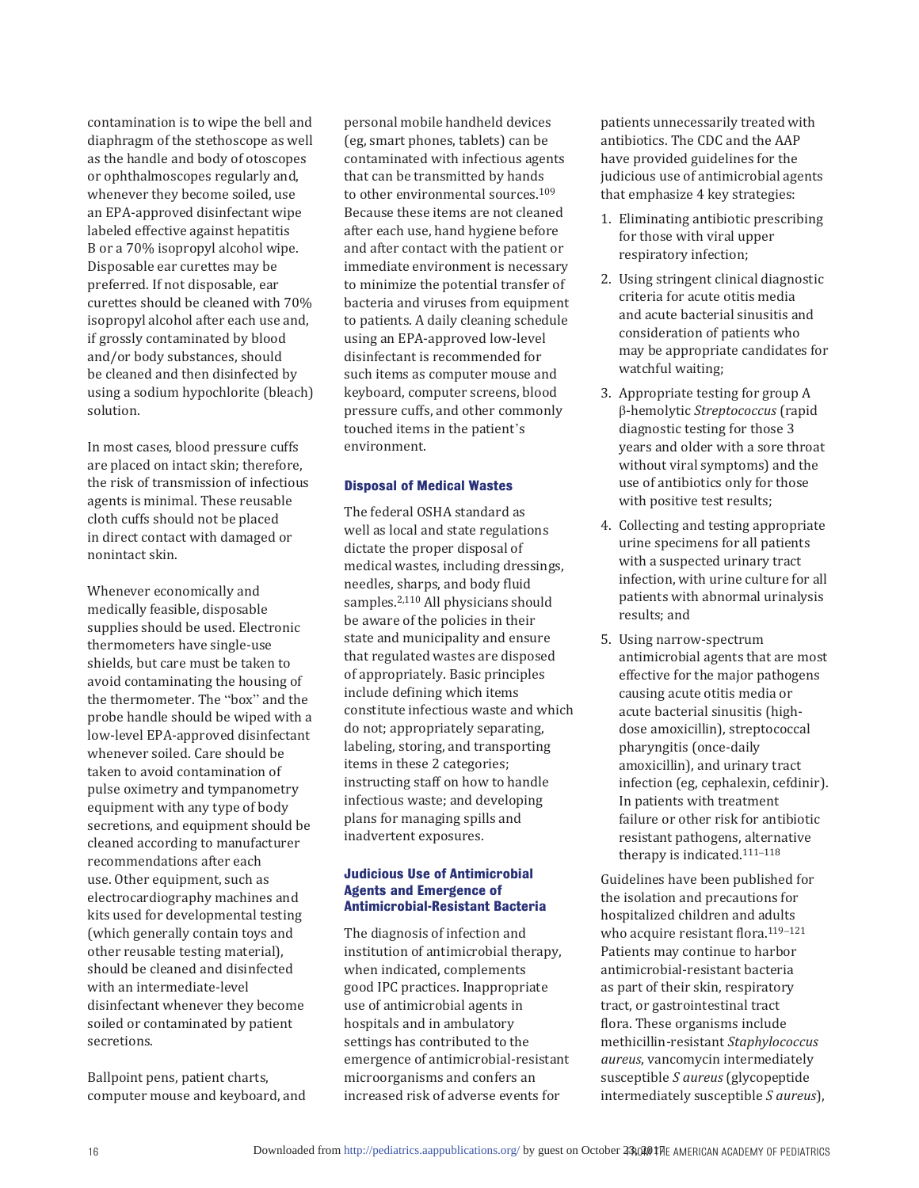contamination is to wipe the bell and diaphragm of the stethoscope as well as the handle and body of otoscopes or ophthalmoscopes regularly and, whenever they become soiled, use an EPA-approved disinfectant wipe labeled effective against hepatitis B or a 70% isopropyl alcohol wipe. Disposable ear curettes may be preferred. If not disposable, ear curettes should be cleaned with 70% isopropyl alcohol after each use and, if grossly contaminated by blood and/or body substances, should be cleaned and then disinfected by using a sodium hypochlorite (bleach) solution.

In most cases, blood pressure cuffs are placed on intact skin; therefore, the risk of transmission of infectious agents is minimal. These reusable cloth cuffs should not be placed in direct contact with damaged or nonintact skin.

Whenever economically and medically feasible, disposable supplies should be used. Electronic thermometers have single-use shields, but care must be taken to avoid contaminating the housing of the thermometer. The "box" and the probe handle should be wiped with a low-level EPA-approved disinfectant whenever soiled. Care should be taken to avoid contamination of pulse oximetry and tympanometry equipment with any type of body secretions, and equipment should be cleaned according to manufacturer recommendations after each use. Other equipment, such as electrocardiography machines and kits used for developmental testing (which generally contain toys and other reusable testing material), should be cleaned and disinfected with an intermediate-level disinfectant whenever they become soiled or contaminated by patient secretions.

Ballpoint pens, patient charts, computer mouse and keyboard, and personal mobile handheld devices (eg, smart phones, tablets) can be contaminated with infectious agents that can be transmitted by hands to other environmental sources.[109] Because these items are not cleaned after each use, hand hygiene before and after contact with the patient or immediate environment is necessary to minimize the potential transfer of bacteria and viruses from equipment to patients. A daily cleaning schedule using an EPA-approved low-level disinfectant is recommended for such items as computer mouse and keyboard, computer screens, blood pressure cuffs, and other commonly touched items in the patient's environment.

### Disposal of Medical Wastes

The federal OSHA standard as well as local and state regulations dictate the proper disposal of medical wastes, including dressings, needles, sharps, and body fluid samples.[2,110] All physicians should be aware of the policies in their state and municipality and ensure that regulated wastes are disposed of appropriately. Basic principles include defining which items constitute infectious waste and which do not; appropriately separating, labeling, storing, and transporting items in these 2 categories; instructing staff on how to handle infectious waste; and developing plans for managing spills and inadvertent exposures.

### Judicious Use of Antimicrobial Agents and Emergence of Antimicrobial-Resistant Bacteria

The diagnosis of infection and institution of antimicrobial therapy, when indicated, complements good IPC practices. Inappropriate use of antimicrobial agents in hospitals and in ambulatory settings has contributed to the emergence of antimicrobial-resistant microorganisms and confers an increased risk of adverse events for patients unnecessarily treated with antibiotics. The CDC and the AAP have provided guidelines for the judicious use of antimicrobial agents that emphasize 4 key strategies:

1. Eliminating antibiotic prescribing for those with viral upper respiratory infection;
2. Using stringent clinical diagnostic criteria for acute otitis media and acute bacterial sinusitis and consideration of patients who may be appropriate candidates for watchful waiting;
3. Appropriate testing for group A β-hemolytic *Streptococcus* (rapid diagnostic testing for those 3 years and older with a sore throat without viral symptoms) and the use of antibiotics only for those with positive test results;
4. Collecting and testing appropriate urine specimens for all patients with a suspected urinary tract infection, with urine culture for all patients with abnormal urinalysis results; and
5. Using narrow-spectrum antimicrobial agents that are most effective for the major pathogens causing acute otitis media or acute bacterial sinusitis (high-dose amoxicillin), streptococcal pharyngitis (once-daily amoxicillin), and urinary tract infection (eg, cephalexin, cefdinir). In patients with treatment failure or other risk for antibiotic resistant pathogens, alternative therapy is indicated.[111–118]

Guidelines have been published for the isolation and precautions for hospitalized children and adults who acquire resistant flora.[119–121] Patients may continue to harbor antimicrobial-resistant bacteria as part of their skin, respiratory tract, or gastrointestinal tract flora. These organisms include methicillin-resistant *Staphylococcus aureus*, vancomycin intermediately susceptible *S aureus* (glycopeptide intermediately susceptible *S aureus*),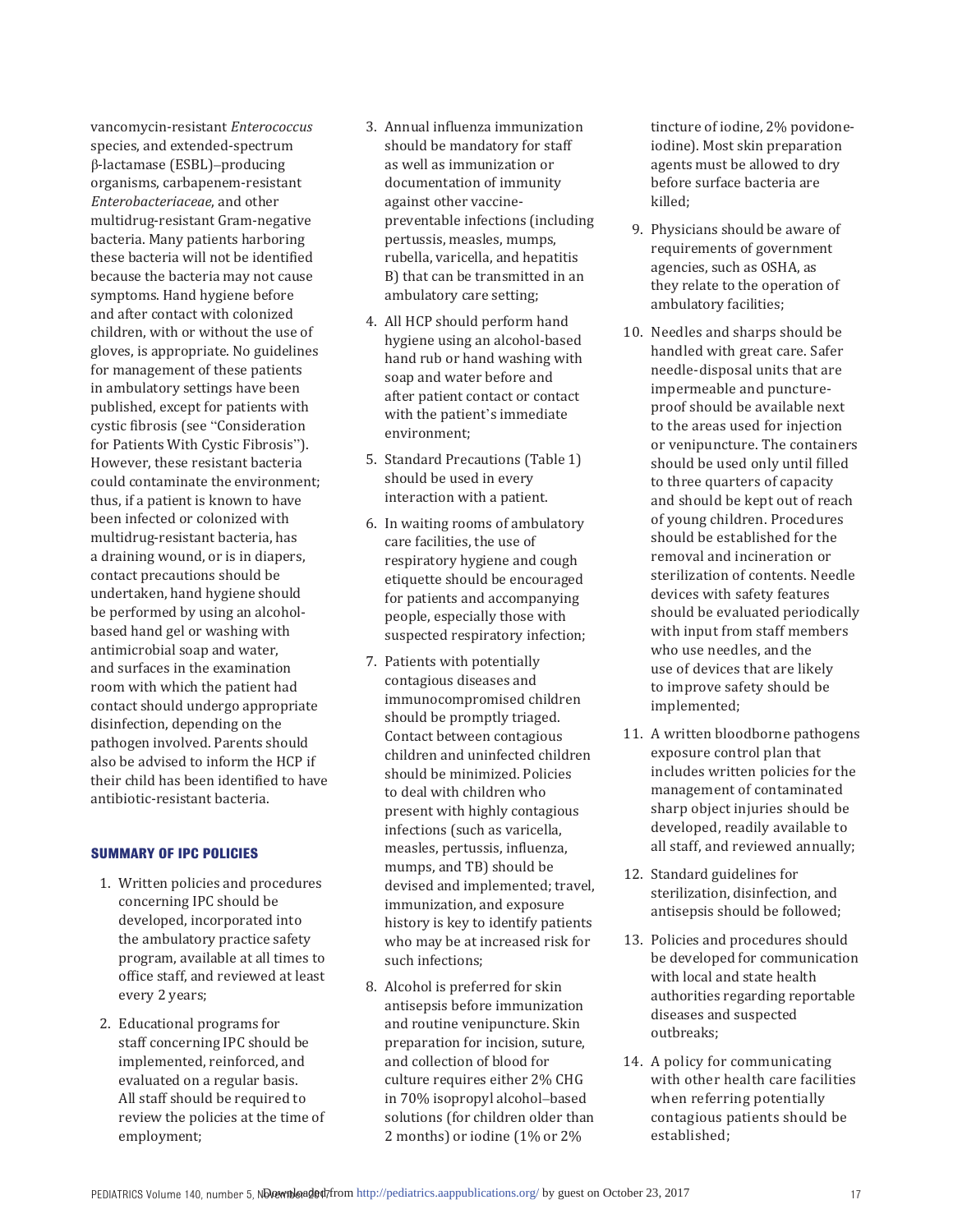vancomycin-resistant *Enterococcus* species, and extended-spectrum β-lactamase (ESBL)–producing organisms, carbapenem-resistant *Enterobacteriaceae*, and other multidrug-resistant Gram-negative bacteria. Many patients harboring these bacteria will not be identified because the bacteria may not cause symptoms. Hand hygiene before and after contact with colonized children, with or without the use of gloves, is appropriate. No guidelines for management of these patients in ambulatory settings have been published, except for patients with cystic fibrosis (see "Consideration for Patients With Cystic Fibrosis"). However, these resistant bacteria could contaminate the environment; thus, if a patient is known to have been infected or colonized with multidrug-resistant bacteria, has a draining wound, or is in diapers, contact precautions should be undertaken, hand hygiene should be performed by using an alcohol-based hand gel or washing with antimicrobial soap and water, and surfaces in the examination room with which the patient had contact should undergo appropriate disinfection, depending on the pathogen involved. Parents should also be advised to inform the HCP if their child has been identified to have antibiotic-resistant bacteria.

## SUMMARY OF IPC POLICIES

1. Written policies and procedures concerning IPC should be developed, incorporated into the ambulatory practice safety program, available at all times to office staff, and reviewed at least every 2 years;
2. Educational programs for staff concerning IPC should be implemented, reinforced, and evaluated on a regular basis. All staff should be required to review the policies at the time of employment;
3. Annual influenza immunization should be mandatory for staff as well as immunization or documentation of immunity against other vaccine-preventable infections (including pertussis, measles, mumps, rubella, varicella, and hepatitis B) that can be transmitted in an ambulatory care setting;
4. All HCP should perform hand hygiene using an alcohol-based hand rub or hand washing with soap and water before and after patient contact or contact with the patient's immediate environment;
5. Standard Precautions (Table 1) should be used in every interaction with a patient.
6. In waiting rooms of ambulatory care facilities, the use of respiratory hygiene and cough etiquette should be encouraged for patients and accompanying people, especially those with suspected respiratory infection;
7. Patients with potentially contagious diseases and immunocompromised children should be promptly triaged. Contact between contagious children and uninfected children should be minimized. Policies to deal with children who present with highly contagious infections (such as varicella, measles, pertussis, influenza, mumps, and TB) should be devised and implemented; travel, immunization, and exposure history is key to identify patients who may be at increased risk for such infections;
8. Alcohol is preferred for skin antisepsis before immunization and routine venipuncture. Skin preparation for incision, suture, and collection of blood for culture requires either 2% CHG in 70% isopropyl alcohol–based solutions (for children older than 2 months) or iodine (1% or 2% tincture of iodine, 2% povidone-iodine). Most skin preparation agents must be allowed to dry before surface bacteria are killed;
9. Physicians should be aware of requirements of government agencies, such as OSHA, as they relate to the operation of ambulatory facilities;
10. Needles and sharps should be handled with great care. Safer needle-disposal units that are impermeable and puncture-proof should be available next to the areas used for injection or venipuncture. The containers should be used only until filled to three quarters of capacity and should be kept out of reach of young children. Procedures should be established for the removal and incineration or sterilization of contents. Needle devices with safety features should be evaluated periodically with input from staff members who use needles, and the use of devices that are likely to improve safety should be implemented;
11. A written bloodborne pathogens exposure control plan that includes written policies for the management of contaminated sharp object injuries should be developed, readily available to all staff, and reviewed annually;
12. Standard guidelines for sterilization, disinfection, and antisepsis should be followed;
13. Policies and procedures should be developed for communication with local and state health authorities regarding reportable diseases and suspected outbreaks;
14. A policy for communicating with other health care facilities when referring potentially contagious patients should be established;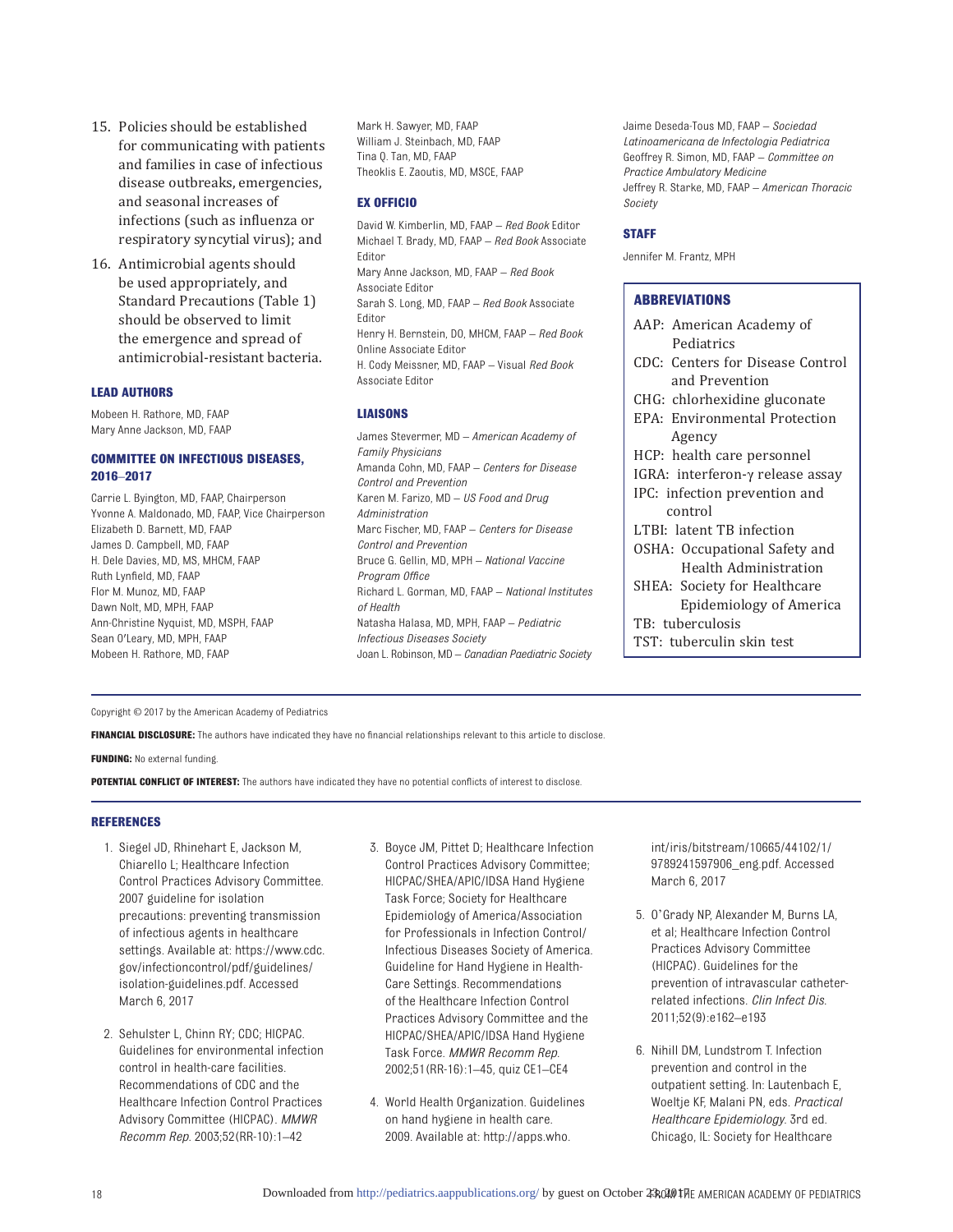15. Policies should be established for communicating with patients and families in case of infectious disease outbreaks, emergencies, and seasonal increases of infections (such as influenza or respiratory syncytial virus); and
16. Antimicrobial agents should be used appropriately, and Standard Precautions (Table 1) should be observed to limit the emergence and spread of antimicrobial-resistant bacteria.

### LEAD AUTHORS

Mobeen H. Rathore, MD, FAAP
Mary Anne Jackson, MD, FAAP

### COMMITTEE ON INFECTIOUS DISEASES, 2016–2017

Carrie L. Byington, MD, FAAP, Chairperson
Yvonne A. Maldonado, MD, FAAP, Vice Chairperson
Elizabeth D. Barnett, MD, FAAP
James D. Campbell, MD, FAAP
H. Dele Davies, MD, MS, MHCM, FAAP
Ruth Lynfield, MD, FAAP
Flor M. Munoz, MD, FAAP
Dawn Nolt, MD, MPH, FAAP
Ann-Christine Nyquist, MD, MSPH, FAAP
Sean O'Leary, MD, MPH, FAAP
Mobeen H. Rathore, MD, FAAP
Mark H. Sawyer, MD, FAAP
William J. Steinbach, MD, FAAP
Tina Q. Tan, MD, FAAP
Theoklis E. Zaoutis, MD, MSCE, FAAP

### EX OFFICIO

David W. Kimberlin, MD, FAAP – *Red Book* Editor
Michael T. Brady, MD, FAAP – *Red Book* Associate Editor
Mary Anne Jackson, MD, FAAP – *Red Book* Associate Editor
Sarah S. Long, MD, FAAP – *Red Book* Associate Editor
Henry H. Bernstein, DO, MHCM, FAAP – *Red Book* Online Associate Editor
H. Cody Meissner, MD, FAAP – Visual *Red Book* Associate Editor

### LIAISONS

James Stevermer, MD – *American Academy of Family Physicians*
Amanda Cohn, MD, FAAP – *Centers for Disease Control and Prevention*
Karen M. Farizo, MD – *US Food and Drug Administration*
Marc Fischer, MD, FAAP – *Centers for Disease Control and Prevention*
Bruce G. Gellin, MD, MPH – *National Vaccine Program Office*
Richard L. Gorman, MD, FAAP – *National Institutes of Health*
Natasha Halasa, MD, MPH, FAAP – *Pediatric Infectious Diseases Society*
Joan L. Robinson, MD – *Canadian Paediatric Society*
Jaime Deseda-Tous MD, FAAP – *Sociedad Latinoamericana de Infectologia Pediatrica*
Geoffrey R. Simon, MD, FAAP – *Committee on Practice Ambulatory Medicine*
Jeffrey R. Starke, MD, FAAP – *American Thoracic Society*

### STAFF

Jennifer M. Frantz, MPH

### ABBREVIATIONS

AAP: American Academy of Pediatrics
CDC: Centers for Disease Control and Prevention
CHG: chlorhexidine gluconate
EPA: Environmental Protection Agency
HCP: health care personnel
IGRA: interferon-γ release assay
IPC: infection prevention and control
LTBI: latent TB infection
OSHA: Occupational Safety and Health Administration
SHEA: Society for Healthcare Epidemiology of America
TB: tuberculosis
TST: tuberculin skin test

Copyright © 2017 by the American Academy of Pediatrics

**FINANCIAL DISCLOSURE:** The authors have indicated they have no financial relationships relevant to this article to disclose.

**FUNDING:** No external funding.

**POTENTIAL CONFLICT OF INTEREST:** The authors have indicated they have no potential conflicts of interest to disclose.

### REFERENCES

1. Siegel JD, Rhinehart E, Jackson M, Chiarello L; Healthcare Infection Control Practices Advisory Committee. 2007 guideline for isolation precautions: preventing transmission of infectious agents in healthcare settings. Available at: https://www.cdc.gov/infectioncontrol/pdf/guidelines/isolation-guidelines.pdf. Accessed March 6, 2017
2. Sehulster L, Chinn RY; CDC; HICPAC. Guidelines for environmental infection control in health-care facilities. Recommendations of CDC and the Healthcare Infection Control Practices Advisory Committee (HICPAC). *MMWR Recomm Rep*. 2003;52(RR-10):1–42
3. Boyce JM, Pittet D; Healthcare Infection Control Practices Advisory Committee; HICPAC/SHEA/APIC/IDSA Hand Hygiene Task Force; Society for Healthcare Epidemiology of America/Association for Professionals in Infection Control/Infectious Diseases Society of America. Guideline for Hand Hygiene in Health-Care Settings. Recommendations of the Healthcare Infection Control Practices Advisory Committee and the HICPAC/SHEA/APIC/IDSA Hand Hygiene Task Force. *MMWR Recomm Rep*. 2002;51(RR-16):1–45, quiz CE1–CE4
4. World Health Organization. Guidelines on hand hygiene in health care. 2009. Available at: http://apps.who.int/iris/bitstream/10665/44102/1/9789241597906_eng.pdf. Accessed March 6, 2017
5. O'Grady NP, Alexander M, Burns LA, et al; Healthcare Infection Control Practices Advisory Committee (HICPAC). Guidelines for the prevention of intravascular catheter-related infections. *Clin Infect Dis*. 2011;52(9):e162–e193
6. Nihill DM, Lundstrom T. Infection prevention and control in the outpatient setting. In: Lautenbach E, Woeltje KF, Malani PN, eds. *Practical Healthcare Epidemiology*. 3rd ed. Chicago, IL: Society for Healthcare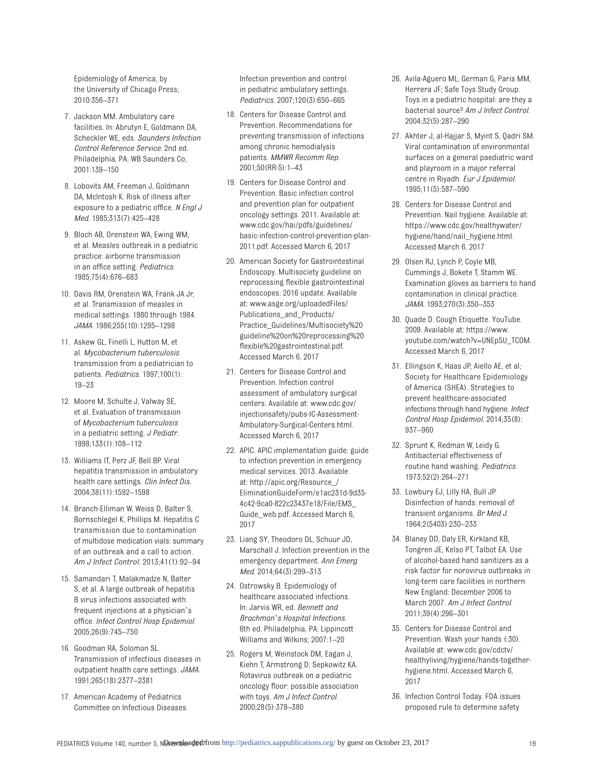Epidemiology of America, by the University of Chicago Press; 2010:356–371

7. Jackson MM. Ambulatory care facilities. In: Abrutyn E, Goldmann DA, Scheckler WE, eds. *Saunders Infection Control Reference Service*. 2nd ed. Philadelphia, PA: WB Saunders Co; 2001:139–150

8. Lobovits AM, Freeman J, Goldmann DA, McIntosh K. Risk of illness after exposure to a pediatric office. *N Engl J Med*. 1985;313(7):425–428

9. Bloch AB, Orenstein WA, Ewing WM, et al. Measles outbreak in a pediatric practice: airborne transmission in an office setting. *Pediatrics*. 1985;75(4):676–683

10. Davis RM, Orenstein WA, Frank JA Jr, et al. Transmission of measles in medical settings. 1980 through 1984. *JAMA*. 1986;255(10):1295–1298

11. Askew GL, Finelli L, Hutton M, et al. *Mycobacterium tuberculosis* transmission from a pediatrician to patients. *Pediatrics*. 1997;100(1):19–23

12. Moore M, Schulte J, Valway SE, et al. Evaluation of transmission of *Mycobacterium tuberculosis* in a pediatric setting. *J Pediatr*. 1998;133(1):108–112

13. Williams IT, Perz JF, Bell BP. Viral hepatitis transmission in ambulatory health care settings. *Clin Infect Dis*. 2004;38(11):1592–1598

14. Branch-Elliman W, Weiss D, Balter S, Bornschlegel K, Phillips M. Hepatitis C transmission due to contamination of multidose medication vials: summary of an outbreak and a call to action. *Am J Infect Control*. 2013;41(1):92–94

15. Samandari T, Malakmadze N, Balter S, et al. A large outbreak of hepatitis B virus infections associated with frequent injections at a physician's office. *Infect Control Hosp Epidemiol*. 2005;26(9):745–750

16. Goodman RA, Solomon SL. Transmission of infectious diseases in outpatient health care settings. *JAMA*. 1991;265(18):2377–2381

17. American Academy of Pediatrics Committee on Infectious Diseases. Infection prevention and control in pediatric ambulatory settings. *Pediatrics*. 2007;120(3):650–665

18. Centers for Disease Control and Prevention. Recommendations for preventing transmission of infections among chronic hemodialysis patients. *MMWR Recomm Rep*. 2001;50(RR-5):1–43

19. Centers for Disease Control and Prevention. Basic infection control and prevention plan for outpatient oncology settings. 2011. Available at: www.cdc.gov/hai/pdfs/guidelines/basic-infection-control-prevention-plan-2011.pdf. Accessed March 6, 2017

20. American Society for Gastrointestinal Endoscopy. Multisociety guideline on reprocessing flexible gastrointestinal endoscopes: 2016 update. Available at: www.asge.org/uploadedFiles/Publications_and_Products/Practice_Guidelines/Multisociety%20guideline%20on%20reprocessing%20flexible%20gastrointestinal.pdf. Accessed March 6, 2017

21. Centers for Disease Control and Prevention. Infection control assessment of ambulatory surgical centers. Available at: www.cdc.gov/injectionsafety/pubs-IC-Assessment-Ambulatory-Surgical-Centers.html. Accessed March 6, 2017

22. APIC. APIC implementation guide: guide to infection prevention in emergency medical services. 2013. Available at: http://apic.org/Resource_/EliminationGuideForm/e1ac231d-9d35-4c42-9ca0-822c23437e18/File/EMS_Guide_web.pdf. Accessed March 6, 2017

23. Liang SY, Theodoro DL, Schuur JD, Marschall J. Infection prevention in the emergency department. *Ann Emerg Med*. 2014;64(3):299–313

24. Ostrowsky B. Epidemiology of healthcare associated infections. In: Jarvis WR, ed. *Bennett and Brachman's Hospital Infections*. 6th ed. Philadelphia, PA: Lippincott Williams and Wilkins; 2007:1–20

25. Rogers M, Weinstock DM, Eagan J, Kiehn T, Armstrong D, Sepkowitz KA. Rotavirus outbreak on a pediatric oncology floor: possible association with toys. *Am J Infect Control*. 2000;28(5):378–380

26. Avila-Aguero ML, German G, Paris MM, Herrera JF; Safe Toys Study Group. Toys in a pediatric hospital: are they a bacterial source? *Am J Infect Control*. 2004;32(5):287–290

27. Akhter J, al-Hajjar S, Myint S, Qadri SM. Viral contamination of environmental surfaces on a general paediatric ward and playroom in a major referral centre in Riyadh. *Eur J Epidemiol*. 1995;11(5):587–590

28. Centers for Disease Control and Prevention. Nail hygiene. Available at: https://www.cdc.gov/healthywater/hygiene/hand/nail_hygiene.html. Accessed March 6, 2017

29. Olsen RJ, Lynch P, Coyle MB, Cummings J, Bokete T, Stamm WE. Examination gloves as barriers to hand contamination in clinical practice. *JAMA*. 1993;270(3):350–353

30. Quade D. Cough Etiquette. YouTube. 2009. Available at: https://www.youtube.com/watch?v=UNEp5U_TCOM. Accessed March 6, 2017

31. Ellingson K, Haas JP, Aiello AE, et al; Society for Healthcare Epidemiology of America (SHEA). Strategies to prevent healthcare-associated infections through hand hygiene. *Infect Control Hosp Epidemiol*. 2014;35(8):937–960

32. Sprunt K, Redman W, Leidy G. Antibacterial effectiveness of routine hand washing. *Pediatrics*. 1973;52(2):264–271

33. Lowbury EJ, Lilly HA, Bull JP. Disinfection of hands: removal of transient organisms. *Br Med J*. 1964;2(5403):230–233

34. Blaney DD, Daly ER, Kirkland KB, Tongren JE, Kelso PT, Talbot EA. Use of alcohol-based hand sanitizers as a risk factor for norovirus outbreaks in long-term care facilities in northern New England: December 2006 to March 2007. *Am J Infect Control*. 2011;39(4):296–301

35. Centers for Disease Control and Prevention. Wash your hands (:30). Available at: www.cdc.gov/cdctv/healthyliving/hygiene/hands-together-hygiene.html. Accessed March 6, 2017

36. Infection Control Today. FDA issues proposed rule to determine safety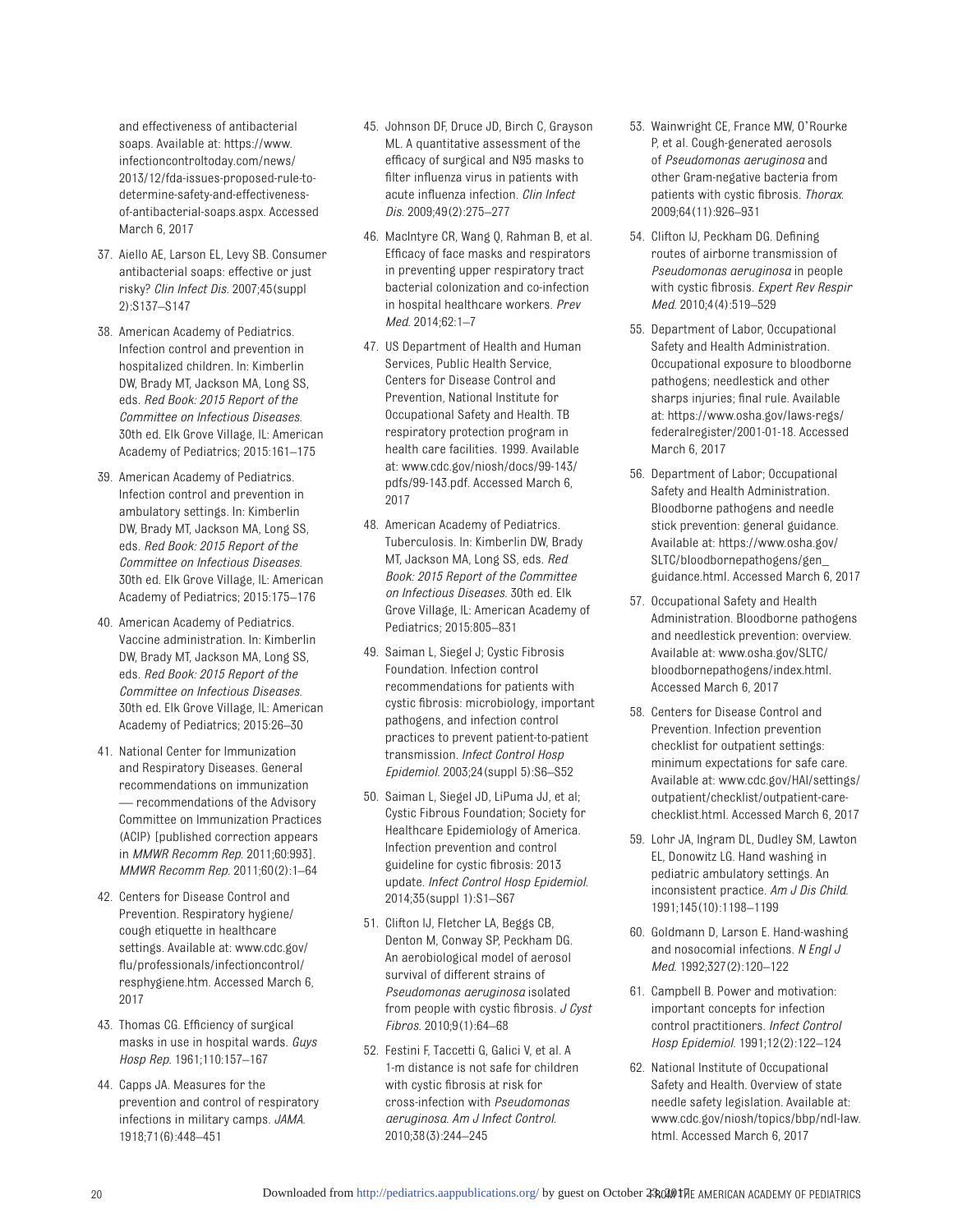and effectiveness of antibacterial soaps. Available at: https://www.infectioncontroltoday.com/news/2013/12/fda-issues-proposed-rule-to-determine-safety-and-effectiveness-of-antibacterial-soaps.aspx. Accessed March 6, 2017

37. Aiello AE, Larson EL, Levy SB. Consumer antibacterial soaps: effective or just risky? *Clin Infect Dis*. 2007;45(suppl 2):S137–S147

38. American Academy of Pediatrics. Infection control and prevention in hospitalized children. In: Kimberlin DW, Brady MT, Jackson MA, Long SS, eds. *Red Book: 2015 Report of the Committee on Infectious Diseases*. 30th ed. Elk Grove Village, IL: American Academy of Pediatrics; 2015:161–175

39. American Academy of Pediatrics. Infection control and prevention in ambulatory settings. In: Kimberlin DW, Brady MT, Jackson MA, Long SS, eds. *Red Book: 2015 Report of the Committee on Infectious Diseases*. 30th ed. Elk Grove Village, IL: American Academy of Pediatrics; 2015:175–176

40. American Academy of Pediatrics. Vaccine administration. In: Kimberlin DW, Brady MT, Jackson MA, Long SS, eds. *Red Book: 2015 Report of the Committee on Infectious Diseases*. 30th ed. Elk Grove Village, IL: American Academy of Pediatrics; 2015:26–30

41. National Center for Immunization and Respiratory Diseases. General recommendations on immunization — recommendations of the Advisory Committee on Immunization Practices (ACIP) [published correction appears in *MMWR Recomm Rep*. 2011;60:993]. *MMWR Recomm Rep*. 2011;60(2):1–64

42. Centers for Disease Control and Prevention. Respiratory hygiene/cough etiquette in healthcare settings. Available at: www.cdc.gov/flu/professionals/infectioncontrol/resphygiene.htm. Accessed March 6, 2017

43. Thomas CG. Efficiency of surgical masks in use in hospital wards. *Guys Hosp Rep*. 1961;110:157–167

44. Capps JA. Measures for the prevention and control of respiratory infections in military camps. *JAMA*. 1918;71(6):448–451

45. Johnson DF, Druce JD, Birch C, Grayson ML. A quantitative assessment of the efficacy of surgical and N95 masks to filter influenza virus in patients with acute influenza infection. *Clin Infect Dis*. 2009;49(2):275–277

46. MacIntyre CR, Wang Q, Rahman B, et al. Efficacy of face masks and respirators in preventing upper respiratory tract bacterial colonization and co-infection in hospital healthcare workers. *Prev Med*. 2014;62:1–7

47. US Department of Health and Human Services, Public Health Service, Centers for Disease Control and Prevention, National Institute for Occupational Safety and Health. TB respiratory protection program in health care facilities. 1999. Available at: www.cdc.gov/niosh/docs/99-143/pdfs/99-143.pdf. Accessed March 6, 2017

48. American Academy of Pediatrics. Tuberculosis. In: Kimberlin DW, Brady MT, Jackson MA, Long SS, eds. *Red Book: 2015 Report of the Committee on Infectious Diseases*. 30th ed. Elk Grove Village, IL: American Academy of Pediatrics; 2015:805–831

49. Saiman L, Siegel J; Cystic Fibrosis Foundation. Infection control recommendations for patients with cystic fibrosis: microbiology, important pathogens, and infection control practices to prevent patient-to-patient transmission. *Infect Control Hosp Epidemiol*. 2003;24(suppl 5):S6–S52

50. Saiman L, Siegel JD, LiPuma JJ, et al; Cystic Fibrous Foundation; Society for Healthcare Epidemiology of America. Infection prevention and control guideline for cystic fibrosis: 2013 update. *Infect Control Hosp Epidemiol*. 2014;35(suppl 1):S1–S67

51. Clifton IJ, Fletcher LA, Beggs CB, Denton M, Conway SP, Peckham DG. An aerobiological model of aerosol survival of different strains of *Pseudomonas aeruginosa* isolated from people with cystic fibrosis. *J Cyst Fibros*. 2010;9(1):64–68

52. Festini F, Taccetti G, Galici V, et al. A 1-m distance is not safe for children with cystic fibrosis at risk for cross-infection with *Pseudomonas aeruginosa*. *Am J Infect Control*. 2010;38(3):244–245

53. Wainwright CE, France MW, O'Rourke P, et al. Cough-generated aerosols of *Pseudomonas aeruginosa* and other Gram-negative bacteria from patients with cystic fibrosis. *Thorax*. 2009;64(11):926–931

54. Clifton IJ, Peckham DG. Defining routes of airborne transmission of *Pseudomonas aeruginosa* in people with cystic fibrosis. *Expert Rev Respir Med*. 2010;4(4):519–529

55. Department of Labor, Occupational Safety and Health Administration. Occupational exposure to bloodborne pathogens; needlestick and other sharps injuries; final rule. Available at: https://www.osha.gov/laws-regs/federalregister/2001-01-18. Accessed March 6, 2017

56. Department of Labor; Occupational Safety and Health Administration. Bloodborne pathogens and needle stick prevention: general guidance. Available at: https://www.osha.gov/SLTC/bloodbornepathogens/gen_guidance.html. Accessed March 6, 2017

57. Occupational Safety and Health Administration. Bloodborne pathogens and needlestick prevention: overview. Available at: www.osha.gov/SLTC/bloodbornepathogens/index.html. Accessed March 6, 2017

58. Centers for Disease Control and Prevention. Infection prevention checklist for outpatient settings: minimum expectations for safe care. Available at: www.cdc.gov/HAI/settings/outpatient/checklist/outpatient-care-checklist.html. Accessed March 6, 2017

59. Lohr JA, Ingram DL, Dudley SM, Lawton EL, Donowitz LG. Hand washing in pediatric ambulatory settings. An inconsistent practice. *Am J Dis Child*. 1991;145(10):1198–1199

60. Goldmann D, Larson E. Hand-washing and nosocomial infections. *N Engl J Med*. 1992;327(2):120–122

61. Campbell B. Power and motivation: important concepts for infection control practitioners. *Infect Control Hosp Epidemiol*. 1991;12(2):122–124

62. National Institute of Occupational Safety and Health. Overview of state needle safety legislation. Available at: www.cdc.gov/niosh/topics/bbp/ndl-law.html. Accessed March 6, 2017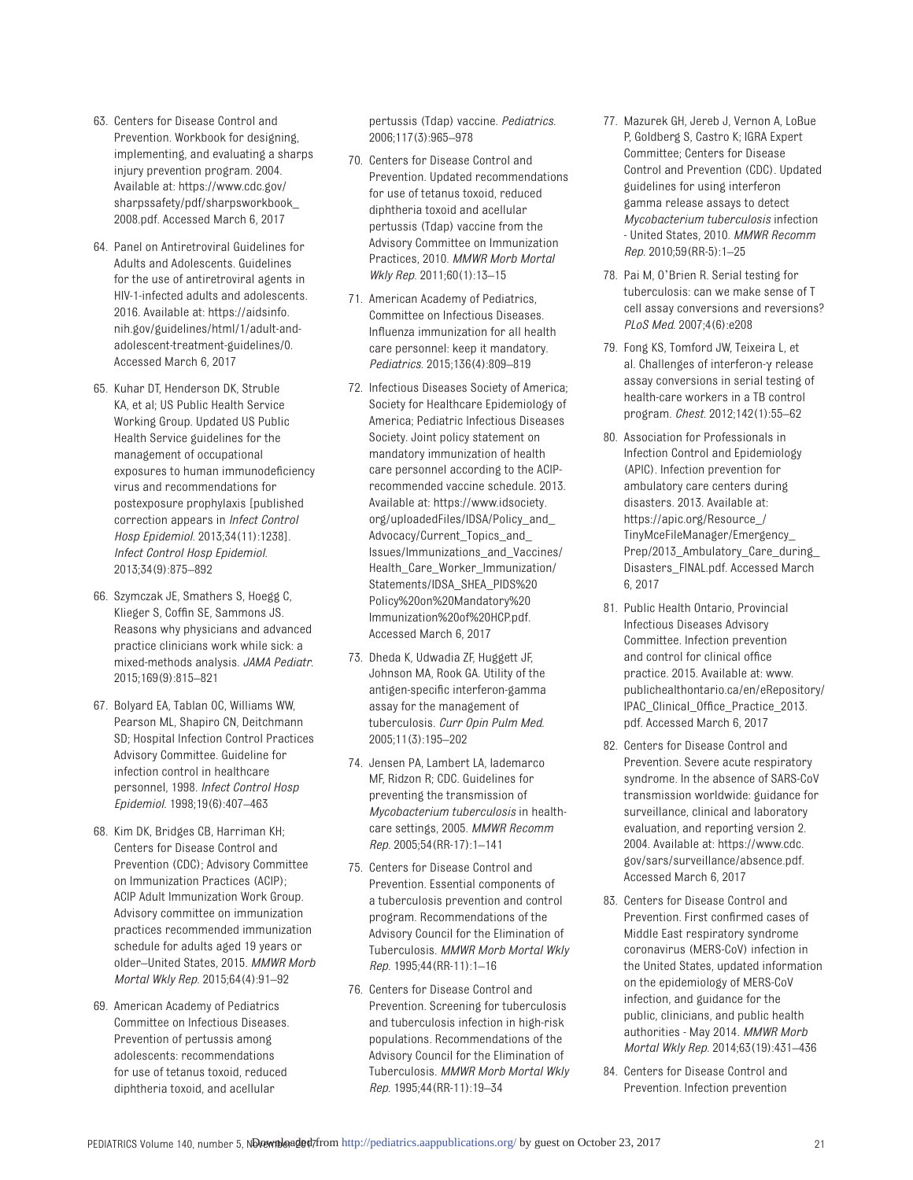63. Centers for Disease Control and Prevention. Workbook for designing, implementing, and evaluating a sharps injury prevention program. 2004. Available at: https://www.cdc.gov/sharpssafety/pdf/sharpsworkbook_2008.pdf. Accessed March 6, 2017

64. Panel on Antiretroviral Guidelines for Adults and Adolescents. Guidelines for the use of antiretroviral agents in HIV-1-infected adults and adolescents. 2016. Available at: https://aidsinfo.nih.gov/guidelines/html/1/adult-and-adolescent-treatment-guidelines/0. Accessed March 6, 2017

65. Kuhar DT, Henderson DK, Struble KA, et al; US Public Health Service Working Group. Updated US Public Health Service guidelines for the management of occupational exposures to human immunodeficiency virus and recommendations for postexposure prophylaxis [published correction appears in *Infect Control Hosp Epidemiol*. 2013;34(11):1238]. *Infect Control Hosp Epidemiol*. 2013;34(9):875–892

66. Szymczak JE, Smathers S, Hoegg C, Klieger S, Coffin SE, Sammons JS. Reasons why physicians and advanced practice clinicians work while sick: a mixed-methods analysis. *JAMA Pediatr*. 2015;169(9):815–821

67. Bolyard EA, Tablan OC, Williams WW, Pearson ML, Shapiro CN, Deitchmann SD; Hospital Infection Control Practices Advisory Committee. Guideline for infection control in healthcare personnel, 1998. *Infect Control Hosp Epidemiol*. 1998;19(6):407–463

68. Kim DK, Bridges CB, Harriman KH; Centers for Disease Control and Prevention (CDC); Advisory Committee on Immunization Practices (ACIP); ACIP Adult Immunization Work Group. Advisory committee on immunization practices recommended immunization schedule for adults aged 19 years or older–United States, 2015. *MMWR Morb Mortal Wkly Rep*. 2015;64(4):91–92

69. American Academy of Pediatrics Committee on Infectious Diseases. Prevention of pertussis among adolescents: recommendations for use of tetanus toxoid, reduced diphtheria toxoid, and acellular pertussis (Tdap) vaccine. *Pediatrics*. 2006;117(3):965–978

70. Centers for Disease Control and Prevention. Updated recommendations for use of tetanus toxoid, reduced diphtheria toxoid and acellular pertussis (Tdap) vaccine from the Advisory Committee on Immunization Practices, 2010. *MMWR Morb Mortal Wkly Rep*. 2011;60(1):13–15

71. American Academy of Pediatrics, Committee on Infectious Diseases. Influenza immunization for all health care personnel: keep it mandatory. *Pediatrics*. 2015;136(4):809–819

72. Infectious Diseases Society of America; Society for Healthcare Epidemiology of America; Pediatric Infectious Diseases Society. Joint policy statement on mandatory immunization of health care personnel according to the ACIP-recommended vaccine schedule. 2013. Available at: https://www.idsociety.org/uploadedFiles/IDSA/Policy_and_Advocacy/Current_Topics_and_Issues/Immunizations_and_Vaccines/Health_Care_Worker_Immunization/Statements/IDSA_SHEA_PIDS%20Policy%20on%20Mandatory%20Immunization%20of%20HCP.pdf. Accessed March 6, 2017

73. Dheda K, Udwadia ZF, Huggett JF, Johnson MA, Rook GA. Utility of the antigen-specific interferon-gamma assay for the management of tuberculosis. *Curr Opin Pulm Med*. 2005;11(3):195–202

74. Jensen PA, Lambert LA, Iademarco MF, Ridzon R; CDC. Guidelines for preventing the transmission of *Mycobacterium tuberculosis* in health-care settings, 2005. *MMWR Recomm Rep*. 2005;54(RR-17):1–141

75. Centers for Disease Control and Prevention. Essential components of a tuberculosis prevention and control program. Recommendations of the Advisory Council for the Elimination of Tuberculosis. *MMWR Morb Mortal Wkly Rep*. 1995;44(RR-11):1–16

76. Centers for Disease Control and Prevention. Screening for tuberculosis and tuberculosis infection in high-risk populations. Recommendations of the Advisory Council for the Elimination of Tuberculosis. *MMWR Morb Mortal Wkly Rep*. 1995;44(RR-11):19–34

77. Mazurek GH, Jereb J, Vernon A, LoBue P, Goldberg S, Castro K; IGRA Expert Committee; Centers for Disease Control and Prevention (CDC). Updated guidelines for using interferon gamma release assays to detect *Mycobacterium tuberculosis* infection - United States, 2010. *MMWR Recomm Rep*. 2010;59(RR-5):1–25

78. Pai M, O'Brien R. Serial testing for tuberculosis: can we make sense of T cell assay conversions and reversions? *PLoS Med*. 2007;4(6):e208

79. Fong KS, Tomford JW, Teixeira L, et al. Challenges of interferon-γ release assay conversions in serial testing of health-care workers in a TB control program. *Chest*. 2012;142(1):55–62

80. Association for Professionals in Infection Control and Epidemiology (APIC). Infection prevention for ambulatory care centers during disasters. 2013. Available at: https://apic.org/Resource_/TinyMceFileManager/Emergency_Prep/2013_Ambulatory_Care_during_Disasters_FINAL.pdf. Accessed March 6, 2017

81. Public Health Ontario, Provincial Infectious Diseases Advisory Committee. Infection prevention and control for clinical office practice. 2015. Available at: www.publichealthontario.ca/en/eRepository/IPAC_Clinical_Office_Practice_2013.pdf. Accessed March 6, 2017

82. Centers for Disease Control and Prevention. Severe acute respiratory syndrome. In the absence of SARS-CoV transmission worldwide: guidance for surveillance, clinical and laboratory evaluation, and reporting version 2. 2004. Available at: https://www.cdc.gov/sars/surveillance/absence.pdf. Accessed March 6, 2017

83. Centers for Disease Control and Prevention. First confirmed cases of Middle East respiratory syndrome coronavirus (MERS-CoV) infection in the United States, updated information on the epidemiology of MERS-CoV infection, and guidance for the public, clinicians, and public health authorities - May 2014. *MMWR Morb Mortal Wkly Rep*. 2014;63(19):431–436

84. Centers for Disease Control and Prevention. Infection prevention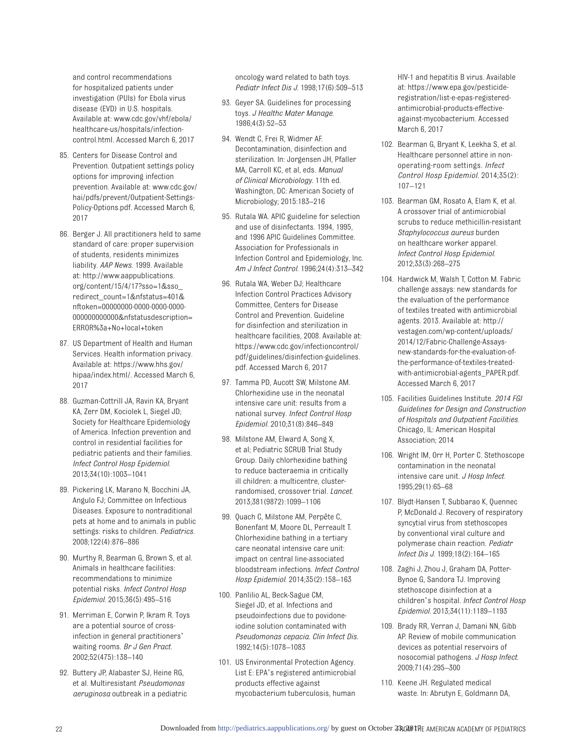and control recommendations for hospitalized patients under investigation (PUIs) for Ebola virus disease (EVD) in U.S. hospitals. Available at: www.cdc.gov/vhf/ebola/healthcare-us/hospitals/infection-control.html. Accessed March 6, 2017

85. Centers for Disease Control and Prevention. Outpatient settings policy options for improving infection prevention. Available at: www.cdc.gov/hai/pdfs/prevent/Outpatient-Settings-Policy-Options.pdf. Accessed March 6, 2017
86. Berger J. All practitioners held to same standard of care: proper supervision of students, residents minimizes liability. *AAP News*. 1999. Available at: http://www.aappublications.org/content/15/4/17?sso=1&sso_redirect_count=1&nfstatus=401&nftoken=00000000-0000-0000-0000-000000000000&nfstatusdescription=ERROR%3a+No+local+token
87. US Department of Health and Human Services. Health information privacy. Available at: https://www.hhs.gov/hipaa/index.html/. Accessed March 6, 2017
88. Guzman-Cottrill JA, Ravin KA, Bryant KA, Zerr DM, Kociolek L, Siegel JD; Society for Healthcare Epidemiology of America. Infection prevention and control in residential facilities for pediatric patients and their families. *Infect Control Hosp Epidemiol*. 2013;34(10):1003–1041
89. Pickering LK, Marano N, Bocchini JA, Angulo FJ; Committee on Infectious Diseases. Exposure to nontraditional pets at home and to animals in public settings: risks to children. *Pediatrics*. 2008;122(4):876–886
90. Murthy R, Bearman G, Brown S, et al. Animals in healthcare facilities: recommendations to minimize potential risks. *Infect Control Hosp Epidemiol*. 2015;36(5):495–516
91. Merriman E, Corwin P, Ikram R. Toys are a potential source of cross-infection in general practitioners' waiting rooms. *Br J Gen Pract*. 2002;52(475):138–140
92. Buttery JP, Alabaster SJ, Heine RG, et al. Multiresistant *Pseudomonas aeruginosa* outbreak in a pediatric oncology ward related to bath toys. *Pediatr Infect Dis J*. 1998;17(6):509–513
93. Geyer SA. Guidelines for processing toys. *J Healthc Mater Manage*. 1986;4(3):52–53
94. Wendt C, Frei R, Widmer AF. Decontamination, disinfection and sterilization. In: Jorgensen JH, Pfaller MA, Carroll KC, et al, eds. *Manual of Clinical Microbiology*. 11th ed. Washington, DC: American Society of Microbiology; 2015:183–216
95. Rutala WA. APIC guideline for selection and use of disinfectants. 1994, 1995, and 1996 APIC Guidelines Committee. Association for Professionals in Infection Control and Epidemiology, Inc. *Am J Infect Control*. 1996;24(4):313–342
96. Rutala WA, Weber DJ; Healthcare Infection Control Practices Advisory Committee, Centers for Disease Control and Prevention. Guideline for disinfection and sterilization in healthcare facilities, 2008. Available at: https://www.cdc.gov/infectioncontrol/pdf/guidelines/disinfection-guidelines.pdf. Accessed March 6, 2017
97. Tamma PD, Aucott SW, Milstone AM. Chlorhexidine use in the neonatal intensive care unit: results from a national survey. *Infect Control Hosp Epidemiol*. 2010;31(8):846–849
98. Milstone AM, Elward A, Song X, et al; Pediatric SCRUB Trial Study Group. Daily chlorhexidine bathing to reduce bacteraemia in critically ill children: a multicentre, cluster-randomised, crossover trial. *Lancet*. 2013;381(9872):1099–1106
99. Quach C, Milstone AM, Perpête C, Bonenfant M, Moore DL, Perreault T. Chlorhexidine bathing in a tertiary care neonatal intensive care unit: impact on central line-associated bloodstream infections. *Infect Control Hosp Epidemiol*. 2014;35(2):158–163
100. Panlilio AL, Beck-Sague CM, Siegel JD, et al. Infections and pseudoinfections due to povidone-iodine solution contaminated with *Pseudomonas cepacia*. *Clin Infect Dis*. 1992;14(5):1078–1083
101. US Environmental Protection Agency. List E: EPA's registered antimicrobial products effective against mycobacterium tuberculosis, human HIV-1 and hepatitis B virus. Available at: https://www.epa.gov/pesticide-registration/list-e-epas-registered-antimicrobial-products-effective-against-mycobacterium. Accessed March 6, 2017
102. Bearman G, Bryant K, Leekha S, et al. Healthcare personnel attire in non-operating-room settings. *Infect Control Hosp Epidemiol*. 2014;35(2):107–121
103. Bearman GM, Rosato A, Elam K, et al. A crossover trial of antimicrobial scrubs to reduce methicillin-resistant *Staphylococcus aureus* burden on healthcare worker apparel. *Infect Control Hosp Epidemiol*. 2012;33(3):268–275
104. Hardwick M, Walsh T, Cotton M. Fabric challenge assays: new standards for the evaluation of the performance of textiles treated with antimicrobial agents. 2013. Available at: http://vestagen.com/wp-content/uploads/2014/12/Fabric-Challenge-Assays-new-standards-for-the-evaluation-of-the-performance-of-textiles-treated-with-antimicrobial-agents_PAPER.pdf. Accessed March 6, 2017
105. Facilities Guidelines Institute. *2014 FGI Guidelines for Design and Construction of Hospitals and Outpatient Facilities*. Chicago, IL: American Hospital Association; 2014
106. Wright IM, Orr H, Porter C. Stethoscope contamination in the neonatal intensive care unit. *J Hosp Infect*. 1995;29(1):65–68
107. Blydt-Hansen T, Subbarao K, Quennec P, McDonald J. Recovery of respiratory syncytial virus from stethoscopes by conventional viral culture and polymerase chain reaction. *Pediatr Infect Dis J*. 1999;18(2):164–165
108. Zaghi J, Zhou J, Graham DA, Potter-Bynoe G, Sandora TJ. Improving stethoscope disinfection at a children's hospital. *Infect Control Hosp Epidemiol*. 2013;34(11):1189–1193
109. Brady RR, Verran J, Damani NN, Gibb AP. Review of mobile communication devices as potential reservoirs of nosocomial pathogens. *J Hosp Infect*. 2009;71(4):295–300
110. Keene JH. Regulated medical waste. In: Abrutyn E, Goldmann DA,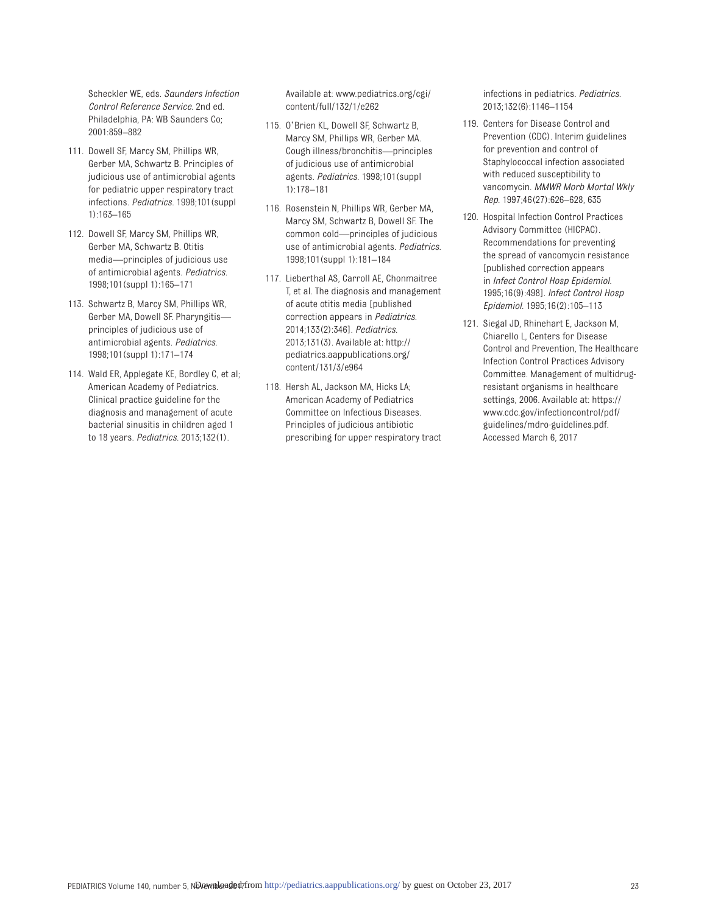Scheckler WE, eds. *Saunders Infection Control Reference Service*. 2nd ed. Philadelphia, PA: WB Saunders Co; 2001:859–882

111. Dowell SF, Marcy SM, Phillips WR, Gerber MA, Schwartz B. Principles of judicious use of antimicrobial agents for pediatric upper respiratory tract infections. *Pediatrics*. 1998;101(suppl 1):163–165

112. Dowell SF, Marcy SM, Phillips WR, Gerber MA, Schwartz B. Otitis media—principles of judicious use of antimicrobial agents. *Pediatrics*. 1998;101(suppl 1):165–171

113. Schwartz B, Marcy SM, Phillips WR, Gerber MA, Dowell SF. Pharyngitis—principles of judicious use of antimicrobial agents. *Pediatrics*. 1998;101(suppl 1):171–174

114. Wald ER, Applegate KE, Bordley C, et al; American Academy of Pediatrics. Clinical practice guideline for the diagnosis and management of acute bacterial sinusitis in children aged 1 to 18 years. *Pediatrics*. 2013;132(1). Available at: www.pediatrics.org/cgi/content/full/132/1/e262

115. O'Brien KL, Dowell SF, Schwartz B, Marcy SM, Phillips WR, Gerber MA. Cough illness/bronchitis—principles of judicious use of antimicrobial agents. *Pediatrics*. 1998;101(suppl 1):178–181

116. Rosenstein N, Phillips WR, Gerber MA, Marcy SM, Schwartz B, Dowell SF. The common cold—principles of judicious use of antimicrobial agents. *Pediatrics*. 1998;101(suppl 1):181–184

117. Lieberthal AS, Carroll AE, Chonmaitree T, et al. The diagnosis and management of acute otitis media [published correction appears in *Pediatrics*. 2014;133(2):346]. *Pediatrics*. 2013;131(3). Available at: http://pediatrics.aappublications.org/content/131/3/e964

118. Hersh AL, Jackson MA, Hicks LA; American Academy of Pediatrics Committee on Infectious Diseases. Principles of judicious antibiotic prescribing for upper respiratory tract infections in pediatrics. *Pediatrics*. 2013;132(6):1146–1154

119. Centers for Disease Control and Prevention (CDC). Interim guidelines for prevention and control of Staphylococcal infection associated with reduced susceptibility to vancomycin. *MMWR Morb Mortal Wkly Rep*. 1997;46(27):626–628, 635

120. Hospital Infection Control Practices Advisory Committee (HICPAC). Recommendations for preventing the spread of vancomycin resistance [published correction appears in *Infect Control Hosp Epidemiol*. 1995;16(9):498]. *Infect Control Hosp Epidemiol*. 1995;16(2):105–113

121. Siegal JD, Rhinehart E, Jackson M, Chiarello L, Centers for Disease Control and Prevention, The Healthcare Infection Control Practices Advisory Committee. Management of multidrug-resistant organisms in healthcare settings, 2006. Available at: https://www.cdc.gov/infectioncontrol/pdf/guidelines/mdro-guidelines.pdf. Accessed March 6, 2017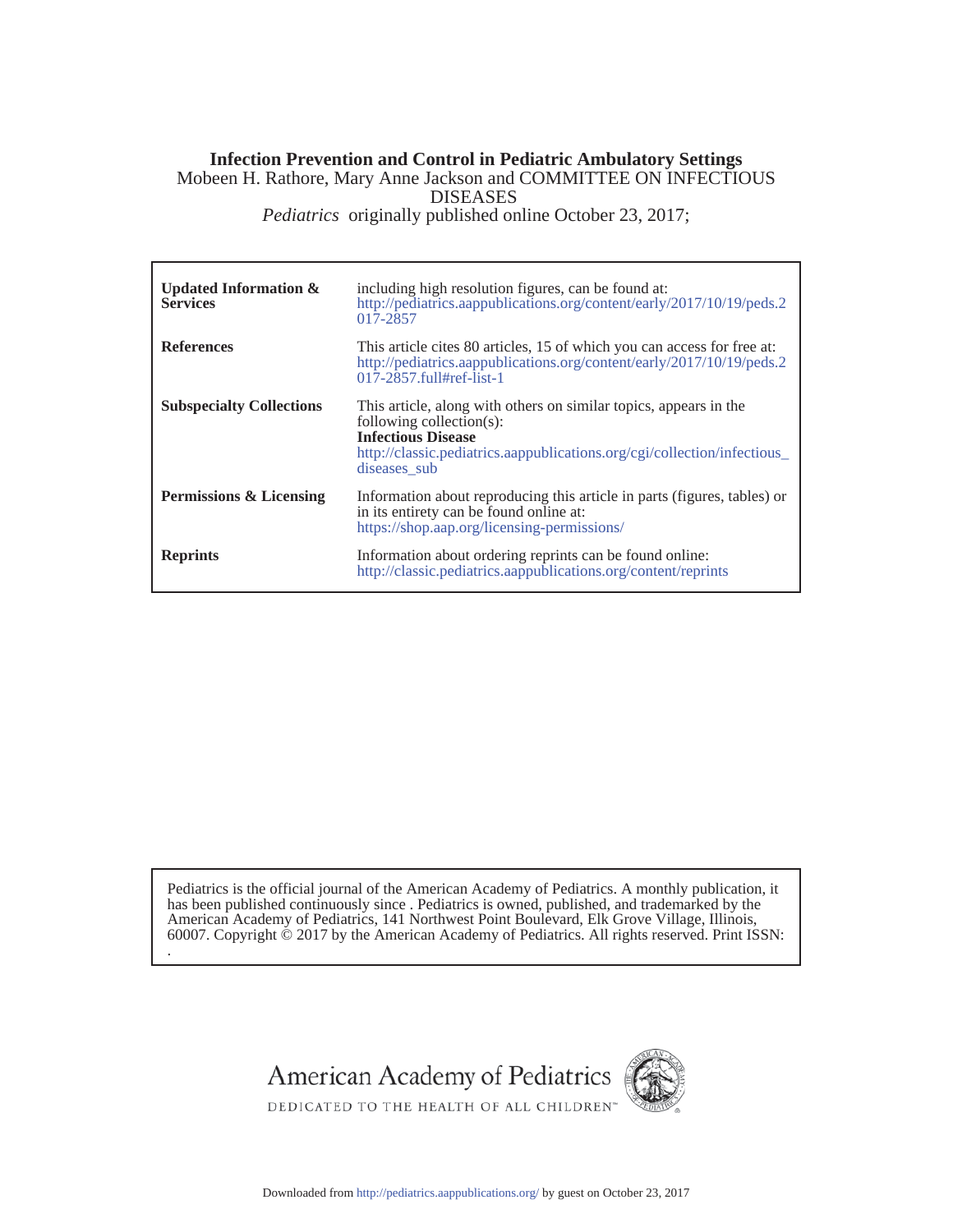# Infection Prevention and Control in Pediatric Ambulatory Settings

Mobeen H. Rathore, Mary Anne Jackson and COMMITTEE ON INFECTIOUS DISEASES

*Pediatrics* originally published online October 23, 2017;

| | |
|---|---|
| **Updated Information & Services** | including high resolution figures, can be found at: http://pediatrics.aappublications.org/content/early/2017/10/19/peds.2017-2857 |
| **References** | This article cites 80 articles, 15 of which you can access for free at: http://pediatrics.aappublications.org/content/early/2017/10/19/peds.2017-2857.full#ref-list-1 |
| **Subspecialty Collections** | This article, along with others on similar topics, appears in the following collection(s): **Infectious Disease** http://classic.pediatrics.aappublications.org/cgi/collection/infectious_diseases_sub |
| **Permissions & Licensing** | Information about reproducing this article in parts (figures, tables) or in its entirety can be found online at: https://shop.aap.org/licensing-permissions/ |
| **Reprints** | Information about ordering reprints can be found online: http://classic.pediatrics.aappublications.org/content/reprints |

Pediatrics is the official journal of the American Academy of Pediatrics. A monthly publication, it has been published continuously since . Pediatrics is owned, published, and trademarked by the American Academy of Pediatrics, 141 Northwest Point Boulevard, Elk Grove Village, Illinois, 60007. Copyright © 2017 by the American Academy of Pediatrics. All rights reserved. Print ISSN: .

American Academy of Pediatrics

DEDICATED TO THE HEALTH OF ALL CHILDREN™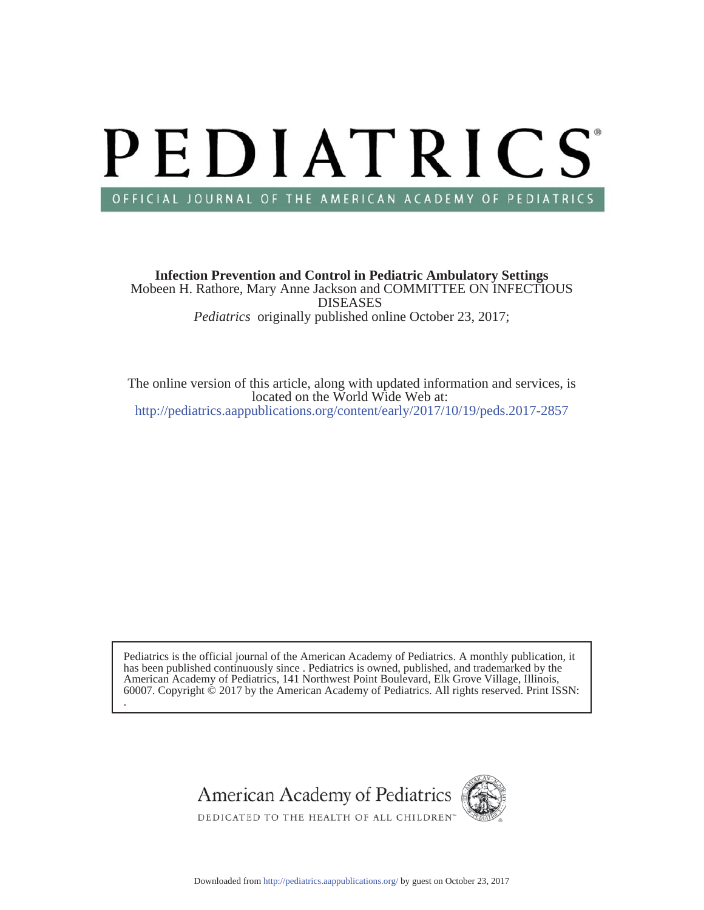# PEDIATRICS

OFFICIAL JOURNAL OF THE AMERICAN ACADEMY OF PEDIATRICS

**Infection Prevention and Control in Pediatric Ambulatory Settings**
Mobeen H. Rathore, Mary Anne Jackson and COMMITTEE ON INFECTIOUS DISEASES
*Pediatrics* originally published online October 23, 2017;

The online version of this article, along with updated information and services, is located on the World Wide Web at:
http://pediatrics.aappublications.org/content/early/2017/10/19/peds.2017-2857

Pediatrics is the official journal of the American Academy of Pediatrics. A monthly publication, it has been published continuously since . Pediatrics is owned, published, and trademarked by the American Academy of Pediatrics, 141 Northwest Point Boulevard, Elk Grove Village, Illinois, 60007. Copyright © 2017 by the American Academy of Pediatrics. All rights reserved. Print ISSN: .

American Academy of Pediatrics
DEDICATED TO THE HEALTH OF ALL CHILDREN™

Downloaded from http://pediatrics.aappublications.org/ by guest on October 23, 2017